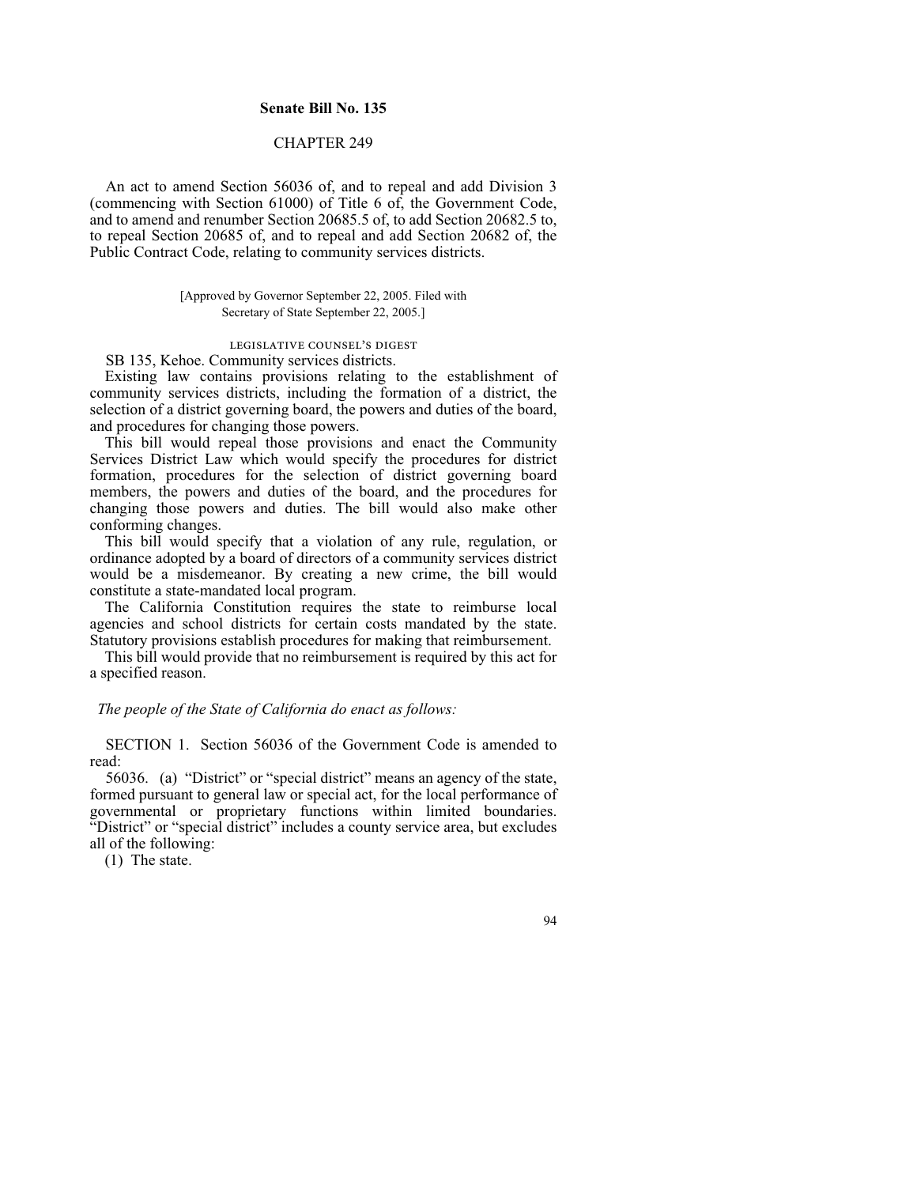**Senate Bill No. 135**

CHAPTER 249

An act to amend Section 56036 of, and to repeal and add Division 3 (commencing with Section 61000) of Title 6 of, the Government Code, and to amend and renumber Section 20685.5 of, to add Section 20682.5 to, to repeal Section 20685 of, and to repeal and add Section 20682 of, the Public Contract Code, relating to community services districts.

[Approved by Governor September 22, 2005. Filed with Secretary of State September 22, 2005.]

LEGISLATIVE COUNSEL'S DIGEST

SB 135, Kehoe. Community services districts.

Existing law contains provisions relating to the establishment of community services districts, including the formation of a district, the selection of a district governing board, the powers and duties of the board, and procedures for changing those powers.

This bill would repeal those provisions and enact the Community Services District Law which would specify the procedures for district formation, procedures for the selection of district governing board members, the powers and duties of the board, and the procedures for changing those powers and duties. The bill would also make other conforming changes.

This bill would specify that a violation of any rule, regulation, or ordinance adopted by a board of directors of a community services district would be a misdemeanor. By creating a new crime, the bill would constitute a state-mandated local program.

The California Constitution requires the state to reimburse local agencies and school districts for certain costs mandated by the state. Statutory provisions establish procedures for making that reimbursement.

This bill would provide that no reimbursement is required by this act for a specified reason.

*The people of the State of California do enact as follows:*

SECTION 1. Section 56036 of the Government Code is amended to read:

56036. (a) "District" or "special district" means an agency of the state, formed pursuant to general law or special act, for the local performance of governmental or proprietary functions within limited boundaries. "District" or "special district" includes a county service area, but excludes all of the following:

(1) The state.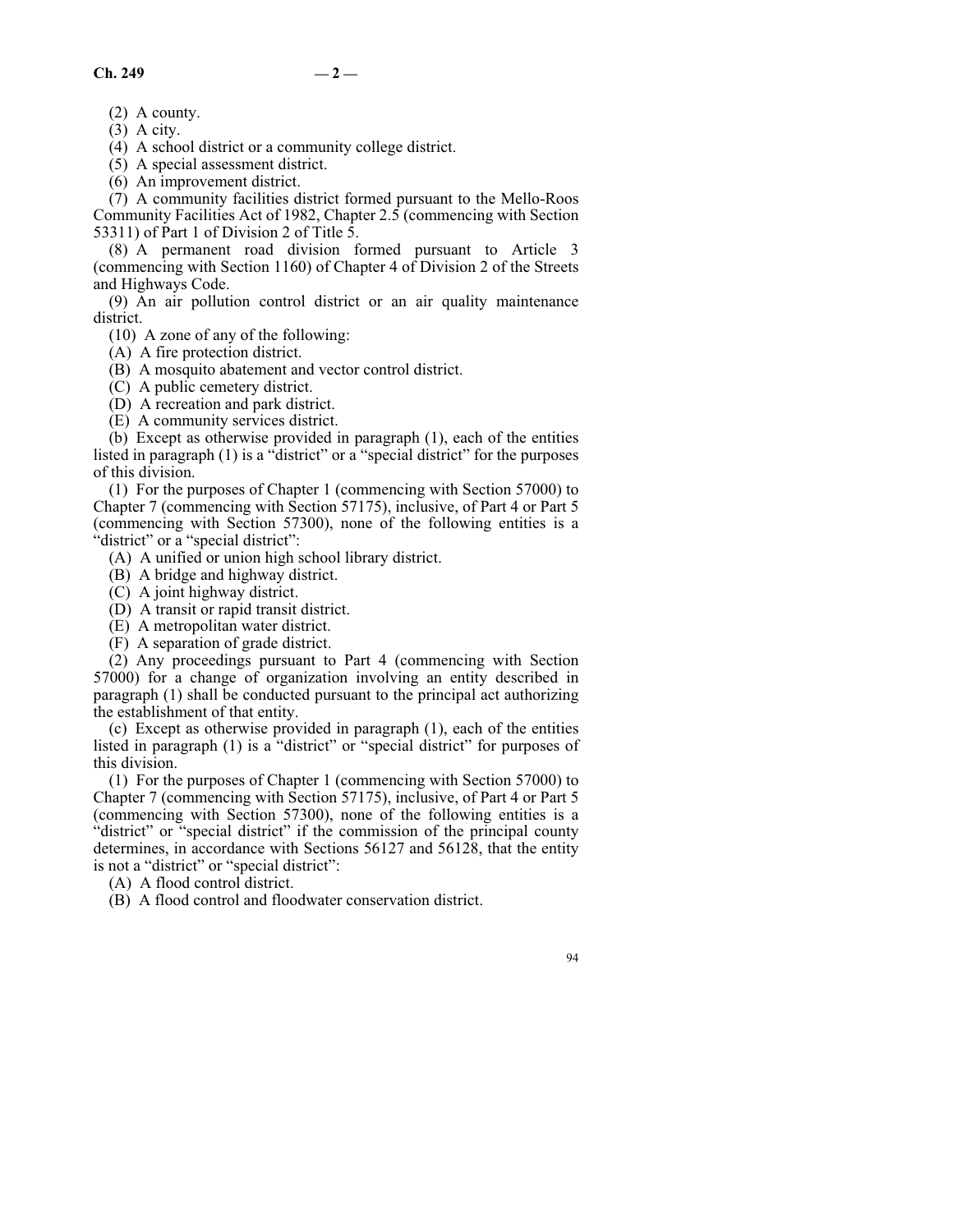(2) A county.

(3) A city.

(4) A school district or a community college district.

(5) A special assessment district.

(6) An improvement district.

(7) A community facilities district formed pursuant to the Mello-Roos Community Facilities Act of 1982, Chapter 2.5 (commencing with Section 53311) of Part 1 of Division 2 of Title 5.

(8) A permanent road division formed pursuant to Article 3 (commencing with Section 1160) of Chapter 4 of Division 2 of the Streets and Highways Code.

(9) An air pollution control district or an air quality maintenance district.

(10) A zone of any of the following:

(A) A fire protection district.

(B) A mosquito abatement and vector control district.

(C) A public cemetery district.

(D) A recreation and park district.

(E) A community services district.

(b) Except as otherwise provided in paragraph (1), each of the entities listed in paragraph (1) is a "district" or a "special district" for the purposes of this division.

(1) For the purposes of Chapter 1 (commencing with Section 57000) to Chapter 7 (commencing with Section 57175), inclusive, of Part 4 or Part 5 (commencing with Section 57300), none of the following entities is a "district" or a "special district":

(A) A unified or union high school library district.

(B) A bridge and highway district.

(C) A joint highway district.

(D) A transit or rapid transit district.

(E) A metropolitan water district.

(F) A separation of grade district.

(2) Any proceedings pursuant to Part 4 (commencing with Section 57000) for a change of organization involving an entity described in paragraph (1) shall be conducted pursuant to the principal act authorizing the establishment of that entity.

(c) Except as otherwise provided in paragraph (1), each of the entities listed in paragraph (1) is a "district" or "special district" for purposes of this division.

(1) For the purposes of Chapter 1 (commencing with Section 57000) to Chapter 7 (commencing with Section 57175), inclusive, of Part 4 or Part 5 (commencing with Section 57300), none of the following entities is a "district" or "special district" if the commission of the principal county determines, in accordance with Sections 56127 and 56128, that the entity is not a "district" or "special district":

(A) A flood control district.

(B) A flood control and floodwater conservation district.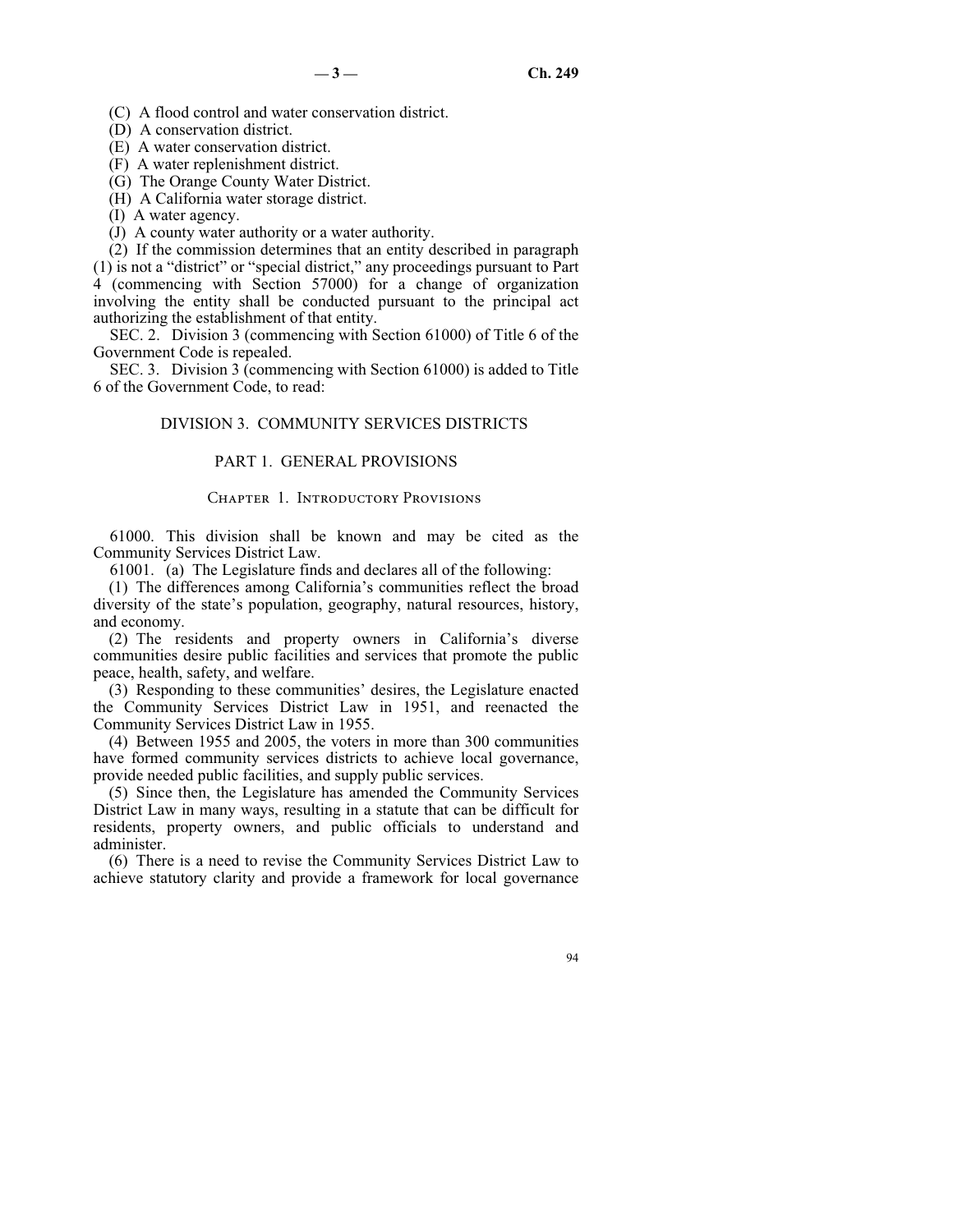(C) A flood control and water conservation district.

(D) A conservation district.

(E) A water conservation district.

(F) A water replenishment district.

(G) The Orange County Water District.

(H) A California water storage district.

(I) A water agency.

(J) A county water authority or a water authority.

(2) If the commission determines that an entity described in paragraph (1) is not a "district" or "special district," any proceedings pursuant to Part 4 (commencing with Section 57000) for a change of organization involving the entity shall be conducted pursuant to the principal act authorizing the establishment of that entity.

SEC. 2. Division 3 (commencing with Section 61000) of Title 6 of the Government Code is repealed.

SEC. 3. Division 3 (commencing with Section 61000) is added to Title 6 of the Government Code, to read:

# DIVISION 3. COMMUNITY SERVICES DISTRICTS

## PART 1. GENERAL PROVISIONS

### Chapter 1. Introductory Provisions

61000. This division shall be known and may be cited as the Community Services District Law.

61001. (a) The Legislature finds and declares all of the following:

(1) The differences among California's communities reflect the broad diversity of the state's population, geography, natural resources, history, and economy.

(2) The residents and property owners in California's diverse communities desire public facilities and services that promote the public peace, health, safety, and welfare.

(3) Responding to these communities' desires, the Legislature enacted the Community Services District Law in 1951, and reenacted the Community Services District Law in 1955.

(4) Between 1955 and 2005, the voters in more than 300 communities have formed community services districts to achieve local governance, provide needed public facilities, and supply public services.

(5) Since then, the Legislature has amended the Community Services District Law in many ways, resulting in a statute that can be difficult for residents, property owners, and public officials to understand and administer.

(6) There is a need to revise the Community Services District Law to achieve statutory clarity and provide a framework for local governance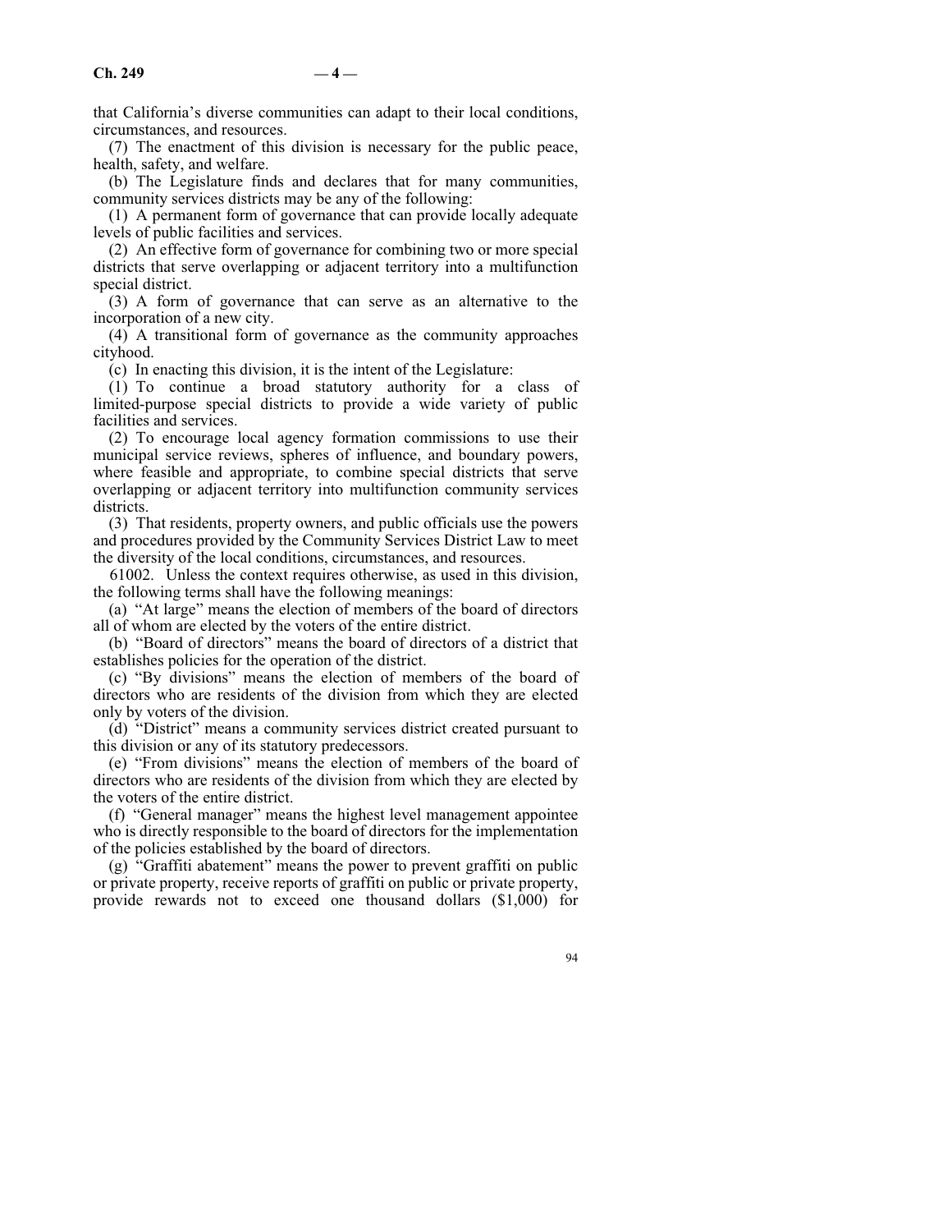that California's diverse communities can adapt to their local conditions, circumstances, and resources.

(7) The enactment of this division is necessary for the public peace, health, safety, and welfare.

(b) The Legislature finds and declares that for many communities, community services districts may be any of the following:

(1) A permanent form of governance that can provide locally adequate levels of public facilities and services.

(2) An effective form of governance for combining two or more special districts that serve overlapping or adjacent territory into a multifunction special district.

(3) A form of governance that can serve as an alternative to the incorporation of a new city.

(4) A transitional form of governance as the community approaches cityhood.

(c) In enacting this division, it is the intent of the Legislature:

(1) To continue a broad statutory authority for a class of limited-purpose special districts to provide a wide variety of public facilities and services.

(2) To encourage local agency formation commissions to use their municipal service reviews, spheres of influence, and boundary powers, where feasible and appropriate, to combine special districts that serve overlapping or adjacent territory into multifunction community services districts.

(3) That residents, property owners, and public officials use the powers and procedures provided by the Community Services District Law to meet the diversity of the local conditions, circumstances, and resources.

61002. Unless the context requires otherwise, as used in this division, the following terms shall have the following meanings:

(a) "At large" means the election of members of the board of directors all of whom are elected by the voters of the entire district.

(b) "Board of directors" means the board of directors of a district that establishes policies for the operation of the district.

(c) "By divisions" means the election of members of the board of directors who are residents of the division from which they are elected only by voters of the division.

(d) "District" means a community services district created pursuant to this division or any of its statutory predecessors.

(e) "From divisions" means the election of members of the board of directors who are residents of the division from which they are elected by the voters of the entire district.

(f) "General manager" means the highest level management appointee who is directly responsible to the board of directors for the implementation of the policies established by the board of directors.

(g) "Graffiti abatement" means the power to prevent graffiti on public or private property, receive reports of graffiti on public or private property, provide rewards not to exceed one thousand dollars ($1,000) for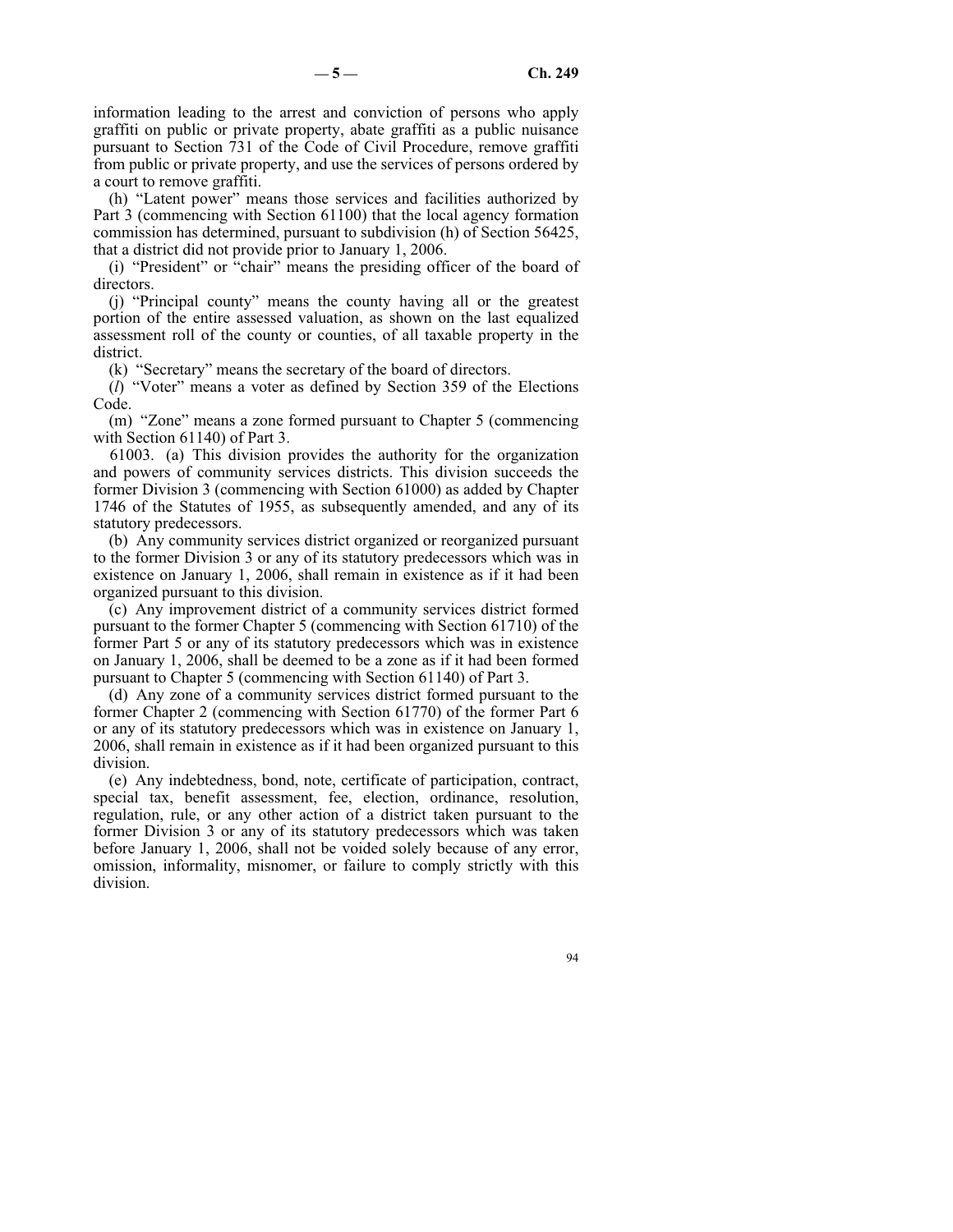information leading to the arrest and conviction of persons who apply graffiti on public or private property, abate graffiti as a public nuisance pursuant to Section 731 of the Code of Civil Procedure, remove graffiti from public or private property, and use the services of persons ordered by a court to remove graffiti.

(h) "Latent power" means those services and facilities authorized by Part 3 (commencing with Section 61100) that the local agency formation commission has determined, pursuant to subdivision (h) of Section 56425, that a district did not provide prior to January 1, 2006.

(i) "President" or "chair" means the presiding officer of the board of directors.

(j) "Principal county" means the county having all or the greatest portion of the entire assessed valuation, as shown on the last equalized assessment roll of the county or counties, of all taxable property in the district.

(k) "Secretary" means the secretary of the board of directors.

(*l*) "Voter" means a voter as defined by Section 359 of the Elections Code.

(m) "Zone" means a zone formed pursuant to Chapter 5 (commencing with Section 61140) of Part 3.

61003. (a) This division provides the authority for the organization and powers of community services districts. This division succeeds the former Division 3 (commencing with Section 61000) as added by Chapter 1746 of the Statutes of 1955, as subsequently amended, and any of its statutory predecessors.

(b) Any community services district organized or reorganized pursuant to the former Division 3 or any of its statutory predecessors which was in existence on January 1, 2006, shall remain in existence as if it had been organized pursuant to this division.

(c) Any improvement district of a community services district formed pursuant to the former Chapter 5 (commencing with Section 61710) of the former Part 5 or any of its statutory predecessors which was in existence on January 1, 2006, shall be deemed to be a zone as if it had been formed pursuant to Chapter 5 (commencing with Section 61140) of Part 3.

(d) Any zone of a community services district formed pursuant to the former Chapter 2 (commencing with Section 61770) of the former Part 6 or any of its statutory predecessors which was in existence on January 1, 2006, shall remain in existence as if it had been organized pursuant to this division.

(e) Any indebtedness, bond, note, certificate of participation, contract, special tax, benefit assessment, fee, election, ordinance, resolution, regulation, rule, or any other action of a district taken pursuant to the former Division 3 or any of its statutory predecessors which was taken before January 1, 2006, shall not be voided solely because of any error, omission, informality, misnomer, or failure to comply strictly with this division.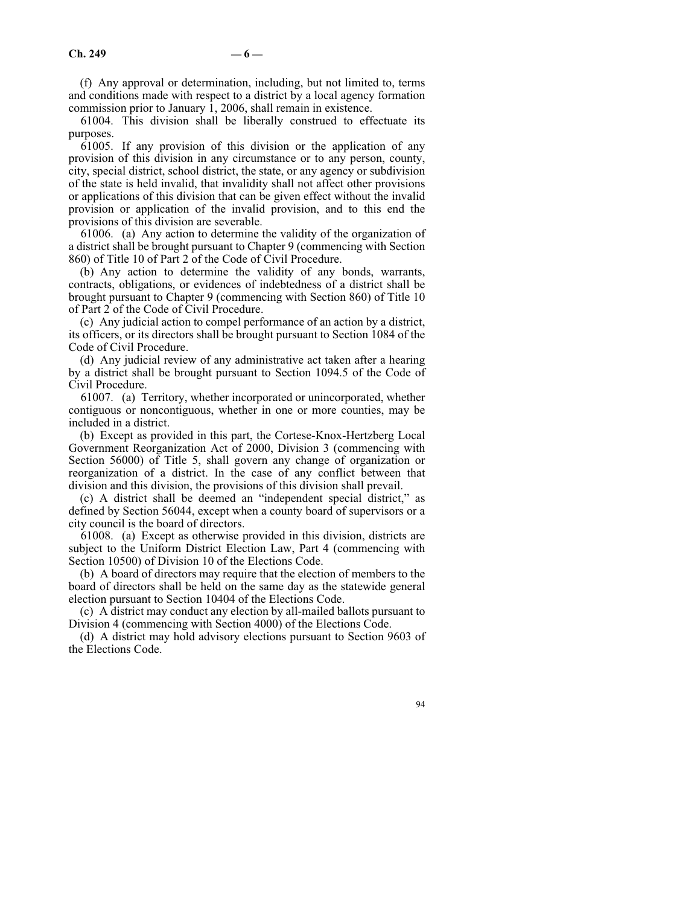(f) Any approval or determination, including, but not limited to, terms and conditions made with respect to a district by a local agency formation commission prior to January 1, 2006, shall remain in existence.

61004. This division shall be liberally construed to effectuate its purposes.

61005. If any provision of this division or the application of any provision of this division in any circumstance or to any person, county, city, special district, school district, the state, or any agency or subdivision of the state is held invalid, that invalidity shall not affect other provisions or applications of this division that can be given effect without the invalid provision or application of the invalid provision, and to this end the provisions of this division are severable.

61006. (a) Any action to determine the validity of the organization of a district shall be brought pursuant to Chapter 9 (commencing with Section 860) of Title 10 of Part 2 of the Code of Civil Procedure.

(b) Any action to determine the validity of any bonds, warrants, contracts, obligations, or evidences of indebtedness of a district shall be brought pursuant to Chapter 9 (commencing with Section 860) of Title 10 of Part 2 of the Code of Civil Procedure.

(c) Any judicial action to compel performance of an action by a district, its officers, or its directors shall be brought pursuant to Section 1084 of the Code of Civil Procedure.

(d) Any judicial review of any administrative act taken after a hearing by a district shall be brought pursuant to Section 1094.5 of the Code of Civil Procedure.

61007. (a) Territory, whether incorporated or unincorporated, whether contiguous or noncontiguous, whether in one or more counties, may be included in a district.

(b) Except as provided in this part, the Cortese-Knox-Hertzberg Local Government Reorganization Act of 2000, Division 3 (commencing with Section 56000) of Title 5, shall govern any change of organization or reorganization of a district. In the case of any conflict between that division and this division, the provisions of this division shall prevail.

(c) A district shall be deemed an "independent special district," as defined by Section 56044, except when a county board of supervisors or a city council is the board of directors.

61008. (a) Except as otherwise provided in this division, districts are subject to the Uniform District Election Law, Part 4 (commencing with Section 10500) of Division 10 of the Elections Code.

(b) A board of directors may require that the election of members to the board of directors shall be held on the same day as the statewide general election pursuant to Section 10404 of the Elections Code.

(c) A district may conduct any election by all-mailed ballots pursuant to Division 4 (commencing with Section 4000) of the Elections Code.

(d) A district may hold advisory elections pursuant to Section 9603 of the Elections Code.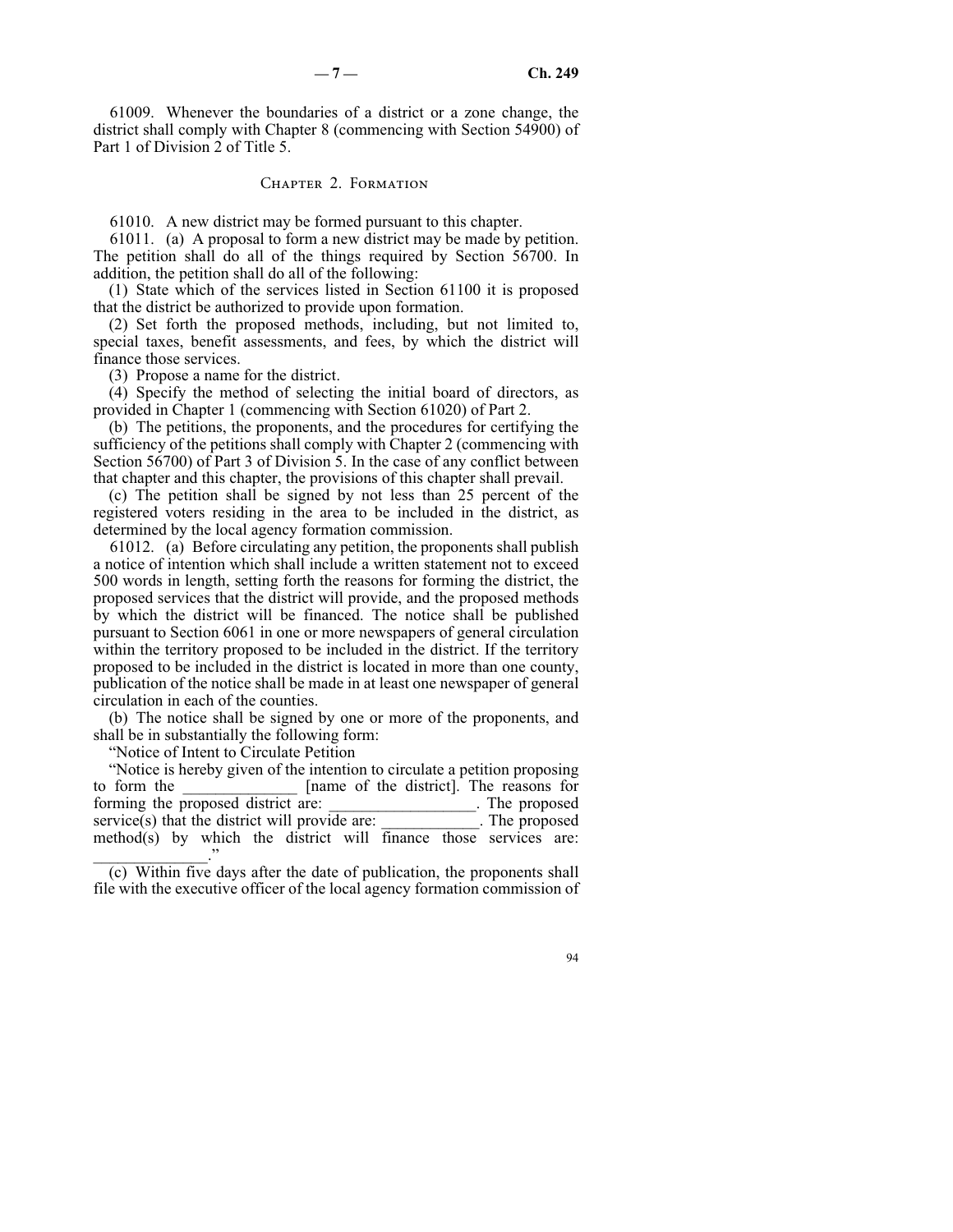61009. Whenever the boundaries of a district or a zone change, the district shall comply with Chapter 8 (commencing with Section 54900) of Part 1 of Division 2 of Title 5.

## Chapter 2. Formation

61010. A new district may be formed pursuant to this chapter.

61011. (a) A proposal to form a new district may be made by petition. The petition shall do all of the things required by Section 56700. In addition, the petition shall do all of the following:

(1) State which of the services listed in Section 61100 it is proposed that the district be authorized to provide upon formation.

(2) Set forth the proposed methods, including, but not limited to, special taxes, benefit assessments, and fees, by which the district will finance those services.

(3) Propose a name for the district.

(4) Specify the method of selecting the initial board of directors, as provided in Chapter 1 (commencing with Section 61020) of Part 2.

(b) The petitions, the proponents, and the procedures for certifying the sufficiency of the petitions shall comply with Chapter 2 (commencing with Section 56700) of Part 3 of Division 5. In the case of any conflict between that chapter and this chapter, the provisions of this chapter shall prevail.

(c) The petition shall be signed by not less than 25 percent of the registered voters residing in the area to be included in the district, as determined by the local agency formation commission.

61012. (a) Before circulating any petition, the proponents shall publish a notice of intention which shall include a written statement not to exceed 500 words in length, setting forth the reasons for forming the district, the proposed services that the district will provide, and the proposed methods by which the district will be financed. The notice shall be published pursuant to Section 6061 in one or more newspapers of general circulation within the territory proposed to be included in the district. If the territory proposed to be included in the district is located in more than one county, publication of the notice shall be made in at least one newspaper of general circulation in each of the counties.

(b) The notice shall be signed by one or more of the proponents, and shall be in substantially the following form:

"Notice of Intent to Circulate Petition

"Notice is hereby given of the intention to circulate a petition proposing to form the ______________ [name of the district]. The reasons for forming the proposed district are: __________________. The proposed service(s) that the district will provide are: ____________. The proposed method(s) by which the district will finance those services are: ______________."

(c) Within five days after the date of publication, the proponents shall file with the executive officer of the local agency formation commission of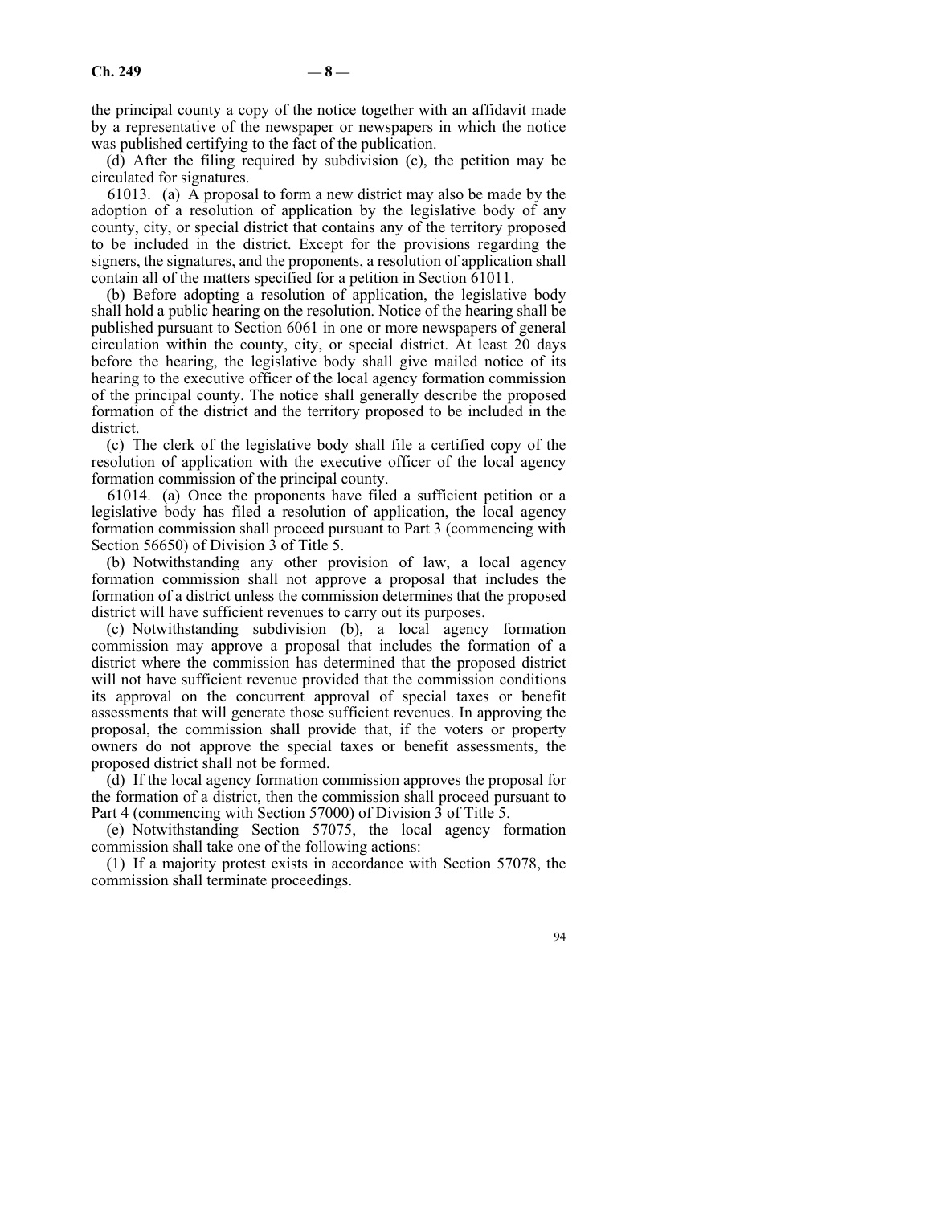the principal county a copy of the notice together with an affidavit made by a representative of the newspaper or newspapers in which the notice was published certifying to the fact of the publication.

(d) After the filing required by subdivision (c), the petition may be circulated for signatures.

61013. (a) A proposal to form a new district may also be made by the adoption of a resolution of application by the legislative body of any county, city, or special district that contains any of the territory proposed to be included in the district. Except for the provisions regarding the signers, the signatures, and the proponents, a resolution of application shall contain all of the matters specified for a petition in Section 61011.

(b) Before adopting a resolution of application, the legislative body shall hold a public hearing on the resolution. Notice of the hearing shall be published pursuant to Section 6061 in one or more newspapers of general circulation within the county, city, or special district. At least 20 days before the hearing, the legislative body shall give mailed notice of its hearing to the executive officer of the local agency formation commission of the principal county. The notice shall generally describe the proposed formation of the district and the territory proposed to be included in the district.

(c) The clerk of the legislative body shall file a certified copy of the resolution of application with the executive officer of the local agency formation commission of the principal county.

61014. (a) Once the proponents have filed a sufficient petition or a legislative body has filed a resolution of application, the local agency formation commission shall proceed pursuant to Part 3 (commencing with Section 56650) of Division 3 of Title 5.

(b) Notwithstanding any other provision of law, a local agency formation commission shall not approve a proposal that includes the formation of a district unless the commission determines that the proposed district will have sufficient revenues to carry out its purposes.

(c) Notwithstanding subdivision (b), a local agency formation commission may approve a proposal that includes the formation of a district where the commission has determined that the proposed district will not have sufficient revenue provided that the commission conditions its approval on the concurrent approval of special taxes or benefit assessments that will generate those sufficient revenues. In approving the proposal, the commission shall provide that, if the voters or property owners do not approve the special taxes or benefit assessments, the proposed district shall not be formed.

(d) If the local agency formation commission approves the proposal for the formation of a district, then the commission shall proceed pursuant to Part 4 (commencing with Section 57000) of Division 3 of Title 5.

(e) Notwithstanding Section 57075, the local agency formation commission shall take one of the following actions:

(1) If a majority protest exists in accordance with Section 57078, the commission shall terminate proceedings.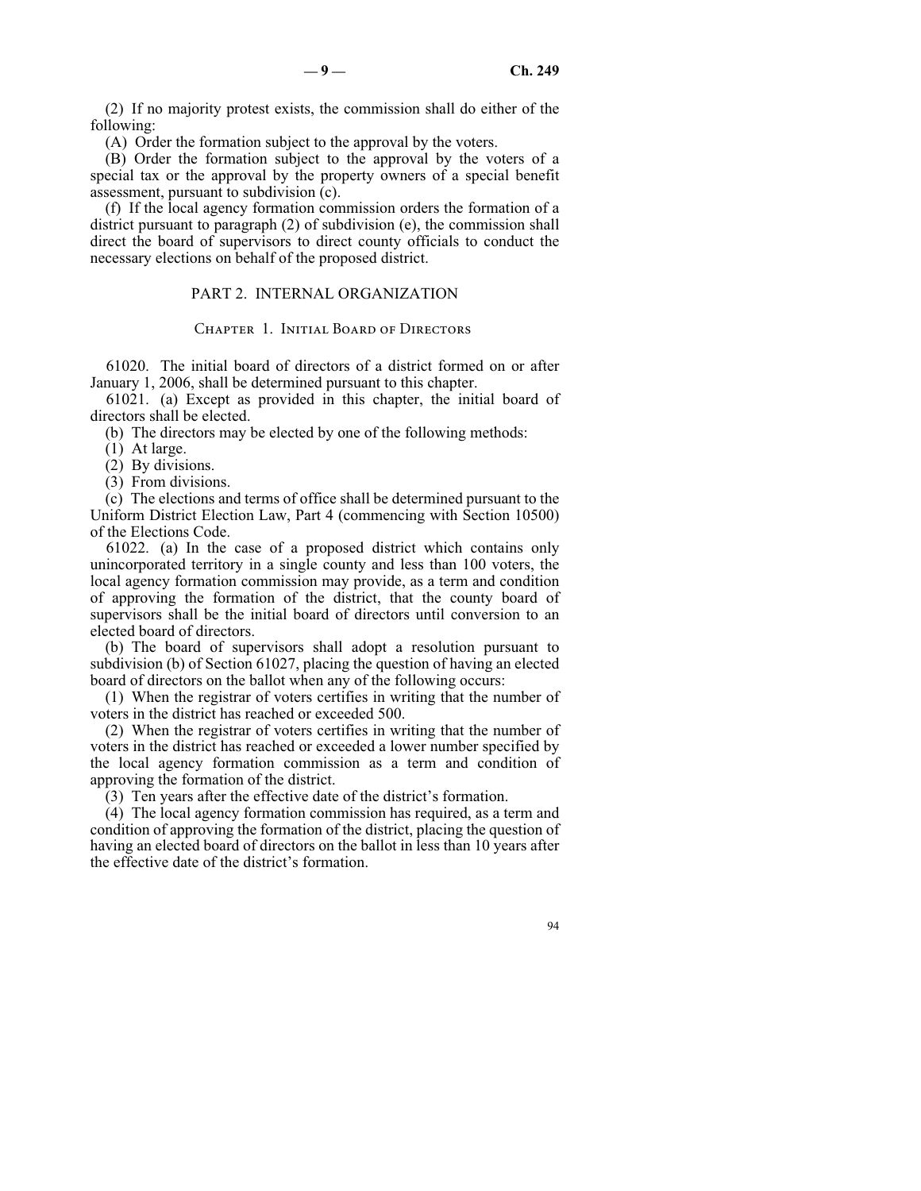(2) If no majority protest exists, the commission shall do either of the following:

(A) Order the formation subject to the approval by the voters.

(B) Order the formation subject to the approval by the voters of a special tax or the approval by the property owners of a special benefit assessment, pursuant to subdivision (c).

(f) If the local agency formation commission orders the formation of a district pursuant to paragraph (2) of subdivision (e), the commission shall direct the board of supervisors to direct county officials to conduct the necessary elections on behalf of the proposed district.

## PART 2. INTERNAL ORGANIZATION

### Chapter 1. Initial Board of Directors

61020. The initial board of directors of a district formed on or after January 1, 2006, shall be determined pursuant to this chapter.

61021. (a) Except as provided in this chapter, the initial board of directors shall be elected.

(b) The directors may be elected by one of the following methods:

(1) At large.

(2) By divisions.

(3) From divisions.

(c) The elections and terms of office shall be determined pursuant to the Uniform District Election Law, Part 4 (commencing with Section 10500) of the Elections Code.

61022. (a) In the case of a proposed district which contains only unincorporated territory in a single county and less than 100 voters, the local agency formation commission may provide, as a term and condition of approving the formation of the district, that the county board of supervisors shall be the initial board of directors until conversion to an elected board of directors.

(b) The board of supervisors shall adopt a resolution pursuant to subdivision (b) of Section 61027, placing the question of having an elected board of directors on the ballot when any of the following occurs:

(1) When the registrar of voters certifies in writing that the number of voters in the district has reached or exceeded 500.

(2) When the registrar of voters certifies in writing that the number of voters in the district has reached or exceeded a lower number specified by the local agency formation commission as a term and condition of approving the formation of the district.

(3) Ten years after the effective date of the district's formation.

(4) The local agency formation commission has required, as a term and condition of approving the formation of the district, placing the question of having an elected board of directors on the ballot in less than 10 years after the effective date of the district's formation.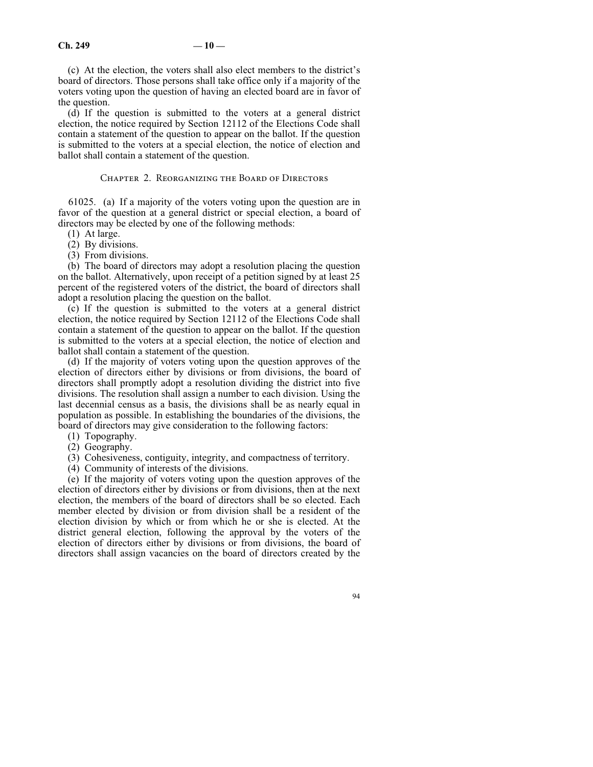(c) At the election, the voters shall also elect members to the district's board of directors. Those persons shall take office only if a majority of the voters voting upon the question of having an elected board are in favor of the question.

(d) If the question is submitted to the voters at a general district election, the notice required by Section 12112 of the Elections Code shall contain a statement of the question to appear on the ballot. If the question is submitted to the voters at a special election, the notice of election and ballot shall contain a statement of the question.

## Chapter 2. Reorganizing the Board of Directors

61025. (a) If a majority of the voters voting upon the question are in favor of the question at a general district or special election, a board of directors may be elected by one of the following methods:

(1) At large.

(2) By divisions.

(3) From divisions.

(b) The board of directors may adopt a resolution placing the question on the ballot. Alternatively, upon receipt of a petition signed by at least 25 percent of the registered voters of the district, the board of directors shall adopt a resolution placing the question on the ballot.

(c) If the question is submitted to the voters at a general district election, the notice required by Section 12112 of the Elections Code shall contain a statement of the question to appear on the ballot. If the question is submitted to the voters at a special election, the notice of election and ballot shall contain a statement of the question.

(d) If the majority of voters voting upon the question approves of the election of directors either by divisions or from divisions, the board of directors shall promptly adopt a resolution dividing the district into five divisions. The resolution shall assign a number to each division. Using the last decennial census as a basis, the divisions shall be as nearly equal in population as possible. In establishing the boundaries of the divisions, the board of directors may give consideration to the following factors:

(1) Topography.

(2) Geography.

(3) Cohesiveness, contiguity, integrity, and compactness of territory.

(4) Community of interests of the divisions.

(e) If the majority of voters voting upon the question approves of the election of directors either by divisions or from divisions, then at the next election, the members of the board of directors shall be so elected. Each member elected by division or from division shall be a resident of the election division by which or from which he or she is elected. At the district general election, following the approval by the voters of the election of directors either by divisions or from divisions, the board of directors shall assign vacancies on the board of directors created by the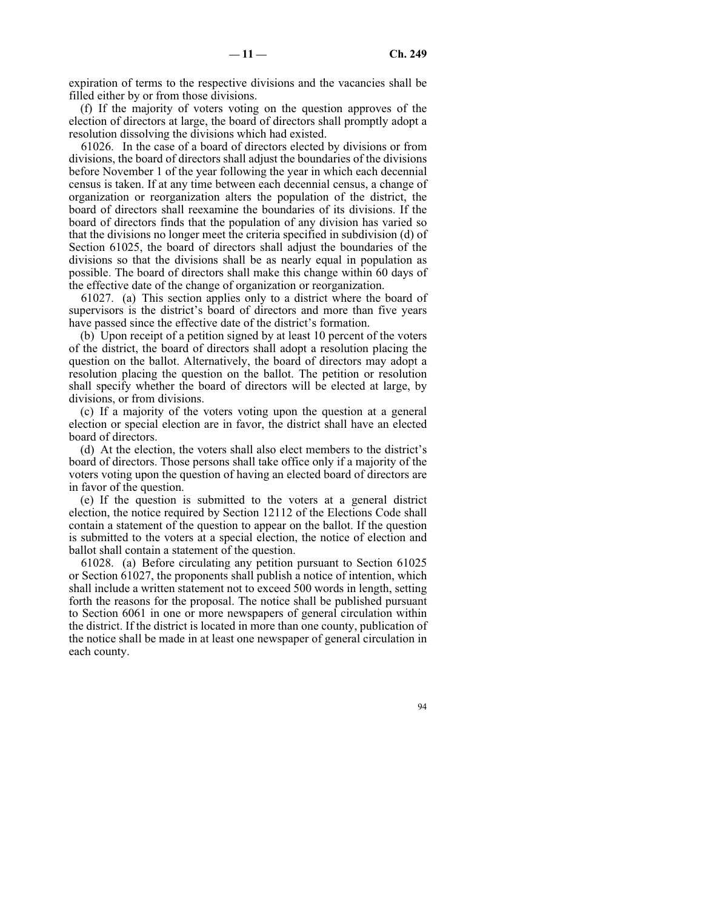expiration of terms to the respective divisions and the vacancies shall be filled either by or from those divisions.

(f) If the majority of voters voting on the question approves of the election of directors at large, the board of directors shall promptly adopt a resolution dissolving the divisions which had existed.

61026. In the case of a board of directors elected by divisions or from divisions, the board of directors shall adjust the boundaries of the divisions before November 1 of the year following the year in which each decennial census is taken. If at any time between each decennial census, a change of organization or reorganization alters the population of the district, the board of directors shall reexamine the boundaries of its divisions. If the board of directors finds that the population of any division has varied so that the divisions no longer meet the criteria specified in subdivision (d) of Section 61025, the board of directors shall adjust the boundaries of the divisions so that the divisions shall be as nearly equal in population as possible. The board of directors shall make this change within 60 days of the effective date of the change of organization or reorganization.

61027. (a) This section applies only to a district where the board of supervisors is the district's board of directors and more than five years have passed since the effective date of the district's formation.

(b) Upon receipt of a petition signed by at least 10 percent of the voters of the district, the board of directors shall adopt a resolution placing the question on the ballot. Alternatively, the board of directors may adopt a resolution placing the question on the ballot. The petition or resolution shall specify whether the board of directors will be elected at large, by divisions, or from divisions.

(c) If a majority of the voters voting upon the question at a general election or special election are in favor, the district shall have an elected board of directors.

(d) At the election, the voters shall also elect members to the district's board of directors. Those persons shall take office only if a majority of the voters voting upon the question of having an elected board of directors are in favor of the question.

(e) If the question is submitted to the voters at a general district election, the notice required by Section 12112 of the Elections Code shall contain a statement of the question to appear on the ballot. If the question is submitted to the voters at a special election, the notice of election and ballot shall contain a statement of the question.

61028. (a) Before circulating any petition pursuant to Section 61025 or Section 61027, the proponents shall publish a notice of intention, which shall include a written statement not to exceed 500 words in length, setting forth the reasons for the proposal. The notice shall be published pursuant to Section 6061 in one or more newspapers of general circulation within the district. If the district is located in more than one county, publication of the notice shall be made in at least one newspaper of general circulation in each county.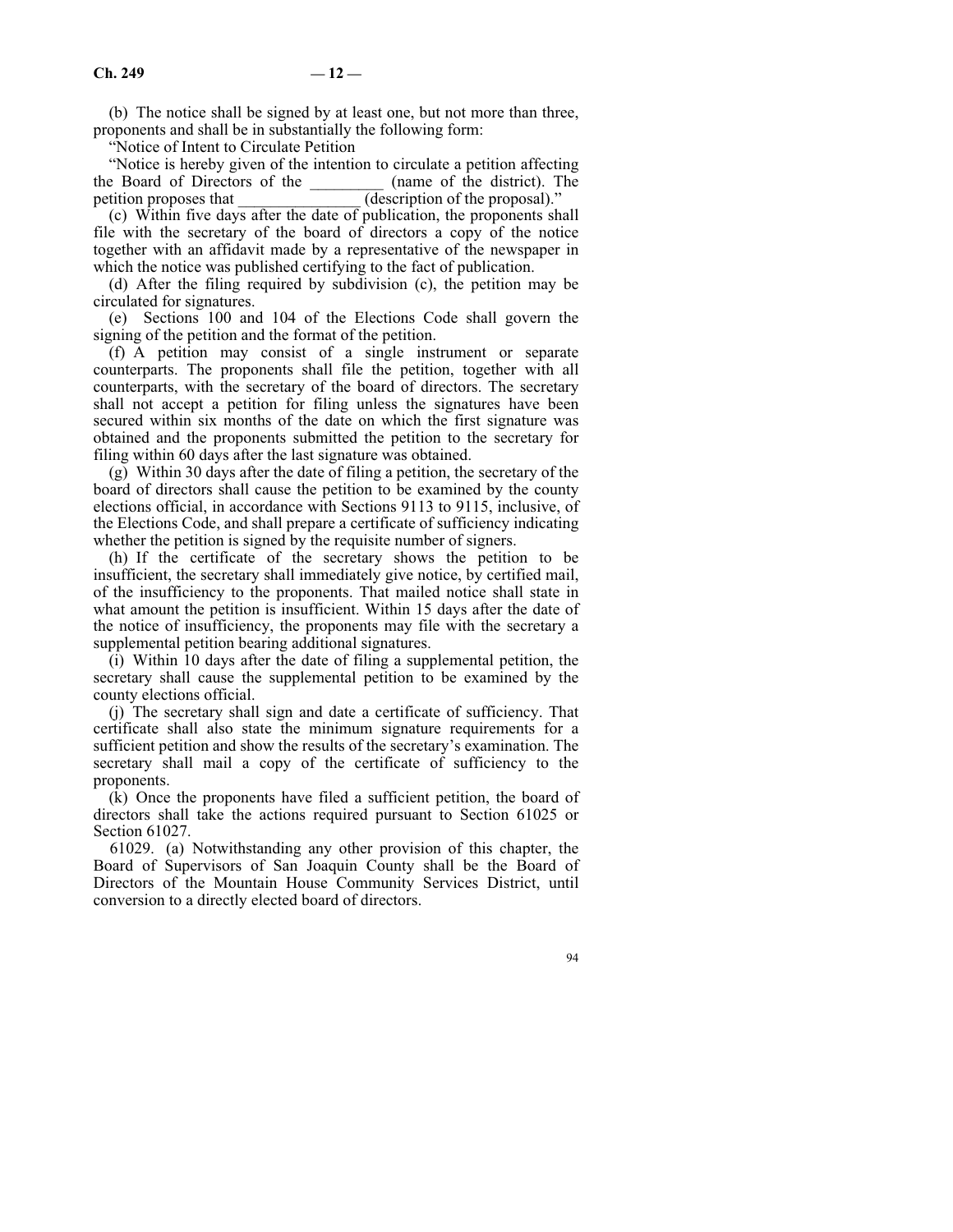(b) The notice shall be signed by at least one, but not more than three, proponents and shall be in substantially the following form:

"Notice of Intent to Circulate Petition

"Notice is hereby given of the intention to circulate a petition affecting the Board of Directors of the _________ (name of the district). The petition proposes that _______________ (description of the proposal)."

(c) Within five days after the date of publication, the proponents shall file with the secretary of the board of directors a copy of the notice together with an affidavit made by a representative of the newspaper in which the notice was published certifying to the fact of publication.

(d) After the filing required by subdivision (c), the petition may be circulated for signatures.

(e) Sections 100 and 104 of the Elections Code shall govern the signing of the petition and the format of the petition.

(f) A petition may consist of a single instrument or separate counterparts. The proponents shall file the petition, together with all counterparts, with the secretary of the board of directors. The secretary shall not accept a petition for filing unless the signatures have been secured within six months of the date on which the first signature was obtained and the proponents submitted the petition to the secretary for filing within 60 days after the last signature was obtained.

(g) Within 30 days after the date of filing a petition, the secretary of the board of directors shall cause the petition to be examined by the county elections official, in accordance with Sections 9113 to 9115, inclusive, of the Elections Code, and shall prepare a certificate of sufficiency indicating whether the petition is signed by the requisite number of signers.

(h) If the certificate of the secretary shows the petition to be insufficient, the secretary shall immediately give notice, by certified mail, of the insufficiency to the proponents. That mailed notice shall state in what amount the petition is insufficient. Within 15 days after the date of the notice of insufficiency, the proponents may file with the secretary a supplemental petition bearing additional signatures.

(i) Within 10 days after the date of filing a supplemental petition, the secretary shall cause the supplemental petition to be examined by the county elections official.

(j) The secretary shall sign and date a certificate of sufficiency. That certificate shall also state the minimum signature requirements for a sufficient petition and show the results of the secretary's examination. The secretary shall mail a copy of the certificate of sufficiency to the proponents.

(k) Once the proponents have filed a sufficient petition, the board of directors shall take the actions required pursuant to Section 61025 or Section 61027.

61029. (a) Notwithstanding any other provision of this chapter, the Board of Supervisors of San Joaquin County shall be the Board of Directors of the Mountain House Community Services District, until conversion to a directly elected board of directors.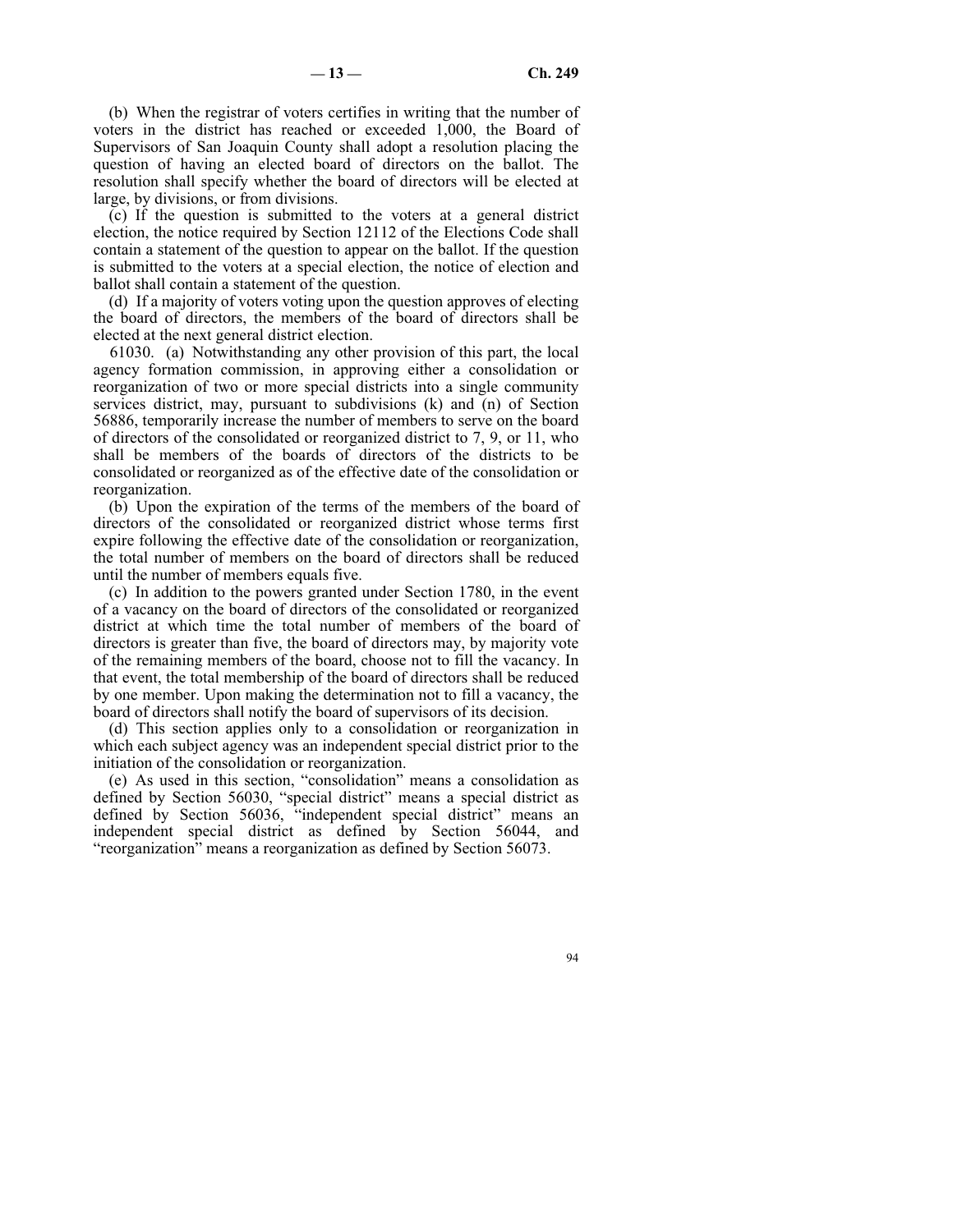(b) When the registrar of voters certifies in writing that the number of voters in the district has reached or exceeded 1,000, the Board of Supervisors of San Joaquin County shall adopt a resolution placing the question of having an elected board of directors on the ballot. The resolution shall specify whether the board of directors will be elected at large, by divisions, or from divisions.

(c) If the question is submitted to the voters at a general district election, the notice required by Section 12112 of the Elections Code shall contain a statement of the question to appear on the ballot. If the question is submitted to the voters at a special election, the notice of election and ballot shall contain a statement of the question.

(d) If a majority of voters voting upon the question approves of electing the board of directors, the members of the board of directors shall be elected at the next general district election.

61030. (a) Notwithstanding any other provision of this part, the local agency formation commission, in approving either a consolidation or reorganization of two or more special districts into a single community services district, may, pursuant to subdivisions (k) and (n) of Section 56886, temporarily increase the number of members to serve on the board of directors of the consolidated or reorganized district to 7, 9, or 11, who shall be members of the boards of directors of the districts to be consolidated or reorganized as of the effective date of the consolidation or reorganization.

(b) Upon the expiration of the terms of the members of the board of directors of the consolidated or reorganized district whose terms first expire following the effective date of the consolidation or reorganization, the total number of members on the board of directors shall be reduced until the number of members equals five.

(c) In addition to the powers granted under Section 1780, in the event of a vacancy on the board of directors of the consolidated or reorganized district at which time the total number of members of the board of directors is greater than five, the board of directors may, by majority vote of the remaining members of the board, choose not to fill the vacancy. In that event, the total membership of the board of directors shall be reduced by one member. Upon making the determination not to fill a vacancy, the board of directors shall notify the board of supervisors of its decision.

(d) This section applies only to a consolidation or reorganization in which each subject agency was an independent special district prior to the initiation of the consolidation or reorganization.

(e) As used in this section, "consolidation" means a consolidation as defined by Section 56030, "special district" means a special district as defined by Section 56036, "independent special district" means an independent special district as defined by Section 56044, and "reorganization" means a reorganization as defined by Section 56073.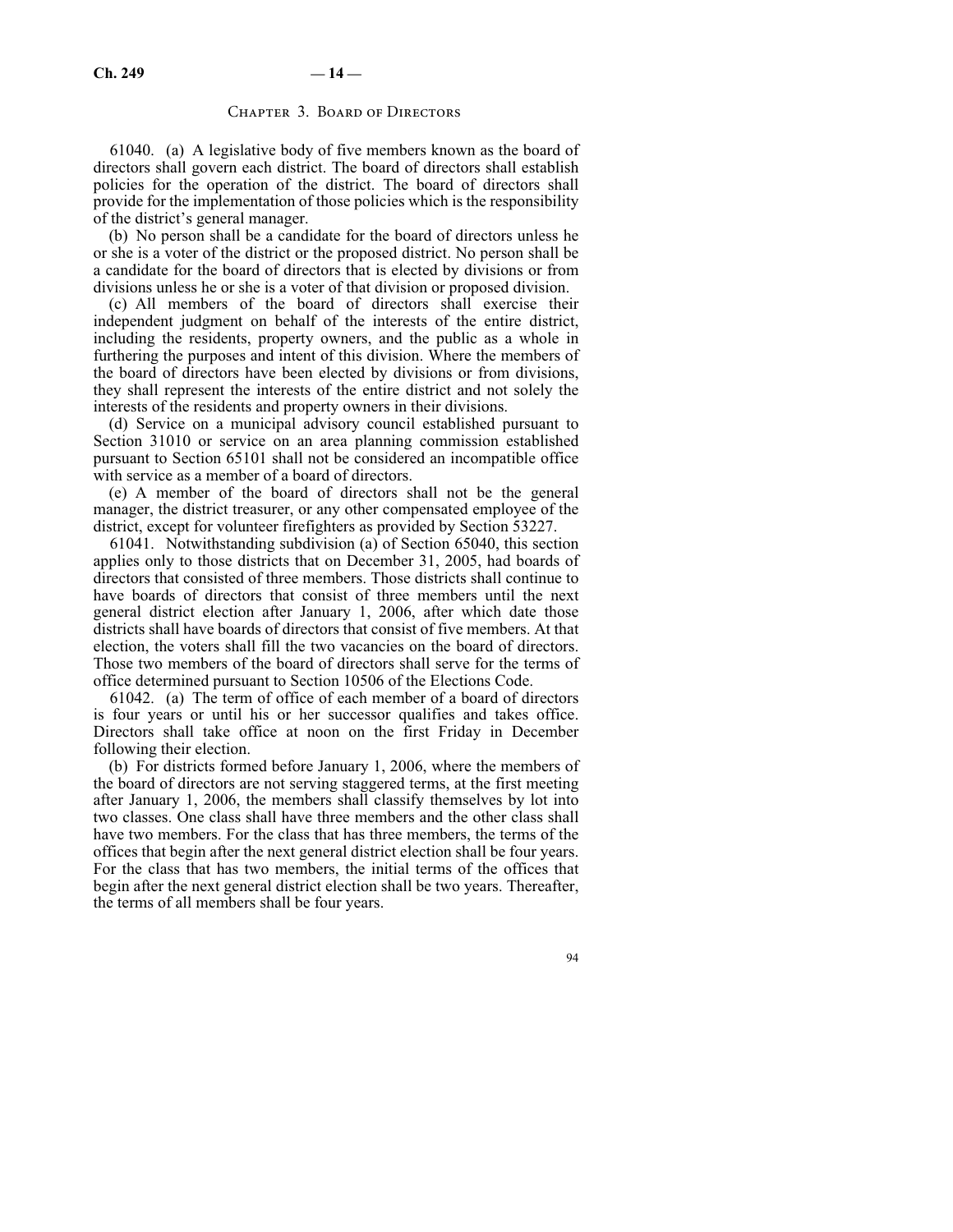## Chapter 3. Board of Directors

61040. (a) A legislative body of five members known as the board of directors shall govern each district. The board of directors shall establish policies for the operation of the district. The board of directors shall provide for the implementation of those policies which is the responsibility of the district's general manager.

(b) No person shall be a candidate for the board of directors unless he or she is a voter of the district or the proposed district. No person shall be a candidate for the board of directors that is elected by divisions or from divisions unless he or she is a voter of that division or proposed division.

(c) All members of the board of directors shall exercise their independent judgment on behalf of the interests of the entire district, including the residents, property owners, and the public as a whole in furthering the purposes and intent of this division. Where the members of the board of directors have been elected by divisions or from divisions, they shall represent the interests of the entire district and not solely the interests of the residents and property owners in their divisions.

(d) Service on a municipal advisory council established pursuant to Section 31010 or service on an area planning commission established pursuant to Section 65101 shall not be considered an incompatible office with service as a member of a board of directors.

(e) A member of the board of directors shall not be the general manager, the district treasurer, or any other compensated employee of the district, except for volunteer firefighters as provided by Section 53227.

61041. Notwithstanding subdivision (a) of Section 65040, this section applies only to those districts that on December 31, 2005, had boards of directors that consisted of three members. Those districts shall continue to have boards of directors that consist of three members until the next general district election after January 1, 2006, after which date those districts shall have boards of directors that consist of five members. At that election, the voters shall fill the two vacancies on the board of directors. Those two members of the board of directors shall serve for the terms of office determined pursuant to Section 10506 of the Elections Code.

61042. (a) The term of office of each member of a board of directors is four years or until his or her successor qualifies and takes office. Directors shall take office at noon on the first Friday in December following their election.

(b) For districts formed before January 1, 2006, where the members of the board of directors are not serving staggered terms, at the first meeting after January 1, 2006, the members shall classify themselves by lot into two classes. One class shall have three members and the other class shall have two members. For the class that has three members, the terms of the offices that begin after the next general district election shall be four years. For the class that has two members, the initial terms of the offices that begin after the next general district election shall be two years. Thereafter, the terms of all members shall be four years.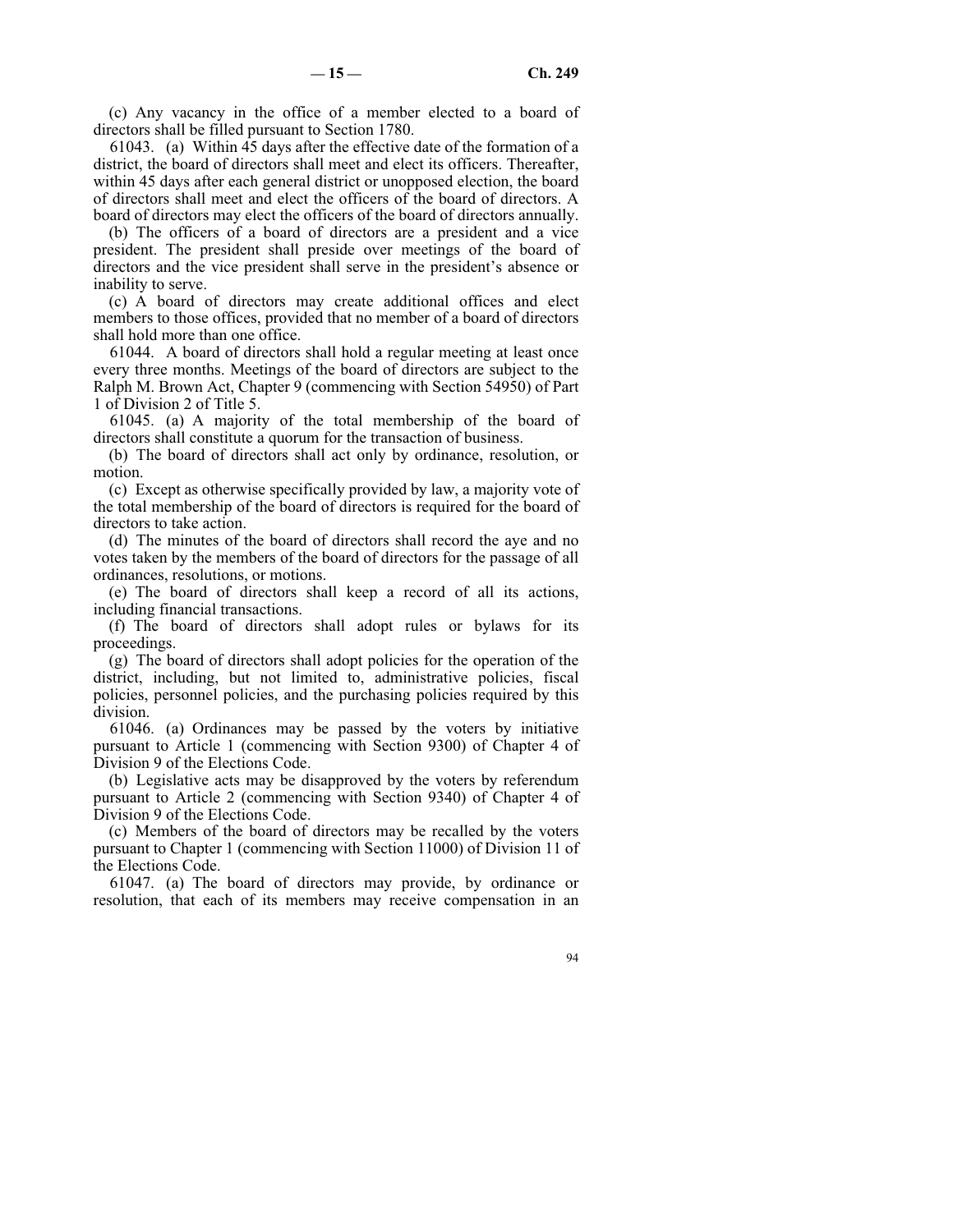(c) Any vacancy in the office of a member elected to a board of directors shall be filled pursuant to Section 1780.

61043. (a) Within 45 days after the effective date of the formation of a district, the board of directors shall meet and elect its officers. Thereafter, within 45 days after each general district or unopposed election, the board of directors shall meet and elect the officers of the board of directors. A board of directors may elect the officers of the board of directors annually.

(b) The officers of a board of directors are a president and a vice president. The president shall preside over meetings of the board of directors and the vice president shall serve in the president's absence or inability to serve.

(c) A board of directors may create additional offices and elect members to those offices, provided that no member of a board of directors shall hold more than one office.

61044. A board of directors shall hold a regular meeting at least once every three months. Meetings of the board of directors are subject to the Ralph M. Brown Act, Chapter 9 (commencing with Section 54950) of Part 1 of Division 2 of Title 5.

61045. (a) A majority of the total membership of the board of directors shall constitute a quorum for the transaction of business.

(b) The board of directors shall act only by ordinance, resolution, or motion.

(c) Except as otherwise specifically provided by law, a majority vote of the total membership of the board of directors is required for the board of directors to take action.

(d) The minutes of the board of directors shall record the aye and no votes taken by the members of the board of directors for the passage of all ordinances, resolutions, or motions.

(e) The board of directors shall keep a record of all its actions, including financial transactions.

(f) The board of directors shall adopt rules or bylaws for its proceedings.

(g) The board of directors shall adopt policies for the operation of the district, including, but not limited to, administrative policies, fiscal policies, personnel policies, and the purchasing policies required by this division.

61046. (a) Ordinances may be passed by the voters by initiative pursuant to Article 1 (commencing with Section 9300) of Chapter 4 of Division 9 of the Elections Code.

(b) Legislative acts may be disapproved by the voters by referendum pursuant to Article 2 (commencing with Section 9340) of Chapter 4 of Division 9 of the Elections Code.

(c) Members of the board of directors may be recalled by the voters pursuant to Chapter 1 (commencing with Section 11000) of Division 11 of the Elections Code.

61047. (a) The board of directors may provide, by ordinance or resolution, that each of its members may receive compensation in an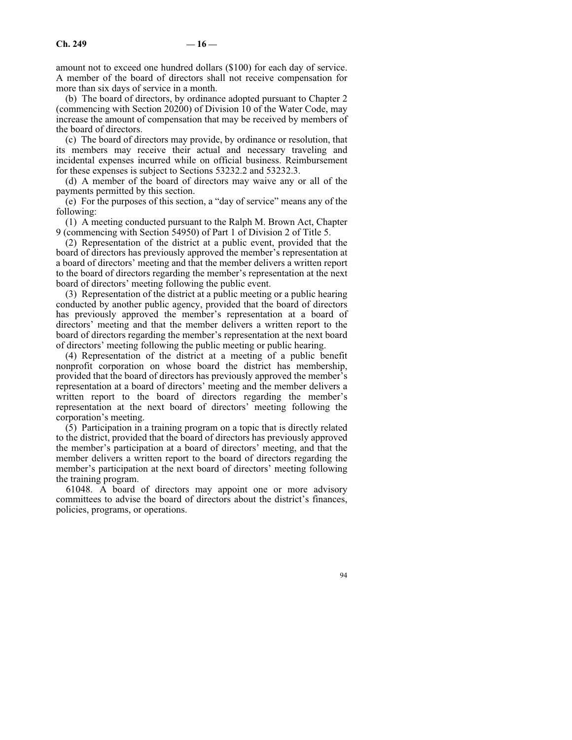amount not to exceed one hundred dollars ($100) for each day of service. A member of the board of directors shall not receive compensation for more than six days of service in a month.

(b) The board of directors, by ordinance adopted pursuant to Chapter 2 (commencing with Section 20200) of Division 10 of the Water Code, may increase the amount of compensation that may be received by members of the board of directors.

(c) The board of directors may provide, by ordinance or resolution, that its members may receive their actual and necessary traveling and incidental expenses incurred while on official business. Reimbursement for these expenses is subject to Sections 53232.2 and 53232.3.

(d) A member of the board of directors may waive any or all of the payments permitted by this section.

(e) For the purposes of this section, a "day of service" means any of the following:

(1) A meeting conducted pursuant to the Ralph M. Brown Act, Chapter 9 (commencing with Section 54950) of Part 1 of Division 2 of Title 5.

(2) Representation of the district at a public event, provided that the board of directors has previously approved the member's representation at a board of directors' meeting and that the member delivers a written report to the board of directors regarding the member's representation at the next board of directors' meeting following the public event.

(3) Representation of the district at a public meeting or a public hearing conducted by another public agency, provided that the board of directors has previously approved the member's representation at a board of directors' meeting and that the member delivers a written report to the board of directors regarding the member's representation at the next board of directors' meeting following the public meeting or public hearing.

(4) Representation of the district at a meeting of a public benefit nonprofit corporation on whose board the district has membership, provided that the board of directors has previously approved the member's representation at a board of directors' meeting and the member delivers a written report to the board of directors regarding the member's representation at the next board of directors' meeting following the corporation's meeting.

(5) Participation in a training program on a topic that is directly related to the district, provided that the board of directors has previously approved the member's participation at a board of directors' meeting, and that the member delivers a written report to the board of directors regarding the member's participation at the next board of directors' meeting following the training program.

61048. A board of directors may appoint one or more advisory committees to advise the board of directors about the district's finances, policies, programs, or operations.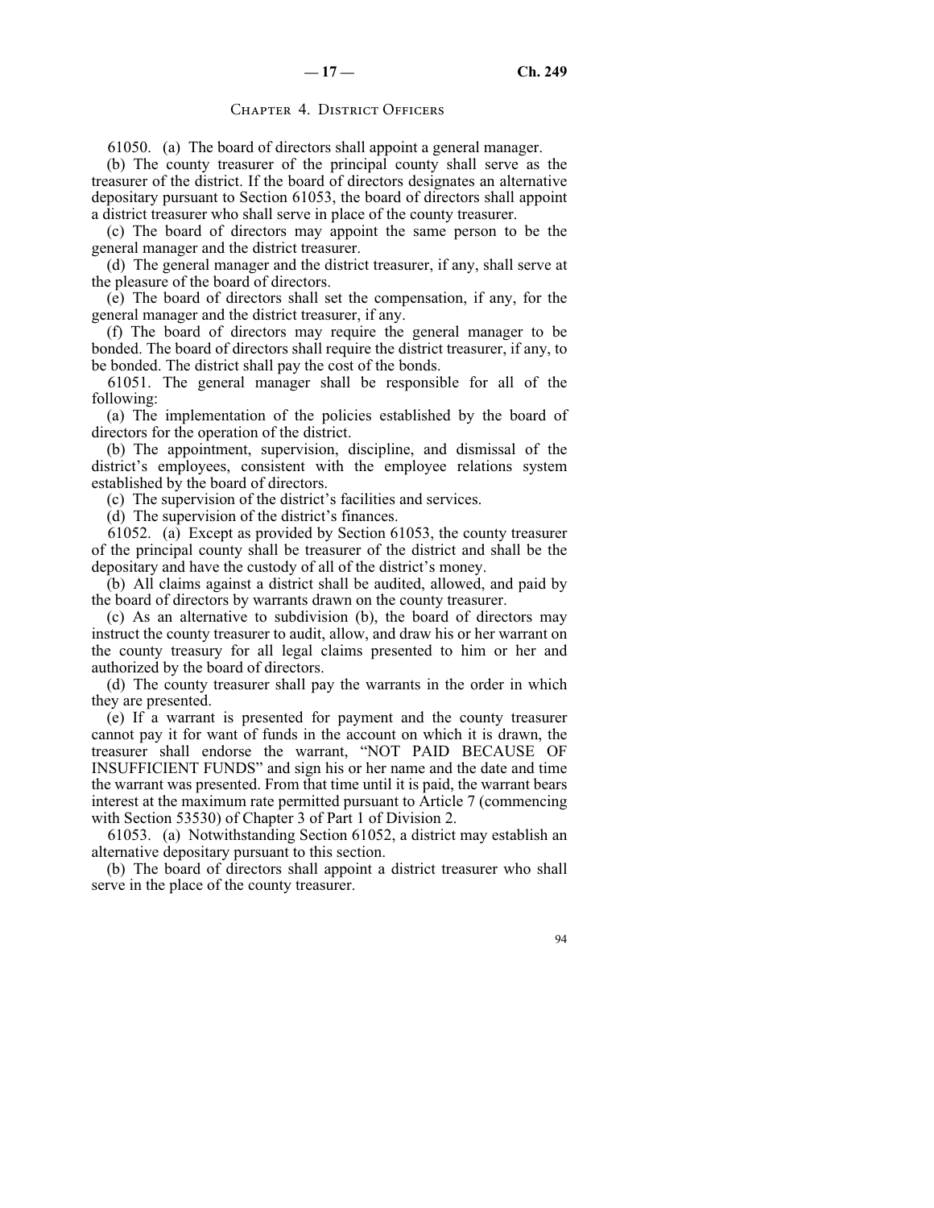## Chapter 4. District Officers

61050. (a) The board of directors shall appoint a general manager.

(b) The county treasurer of the principal county shall serve as the treasurer of the district. If the board of directors designates an alternative depositary pursuant to Section 61053, the board of directors shall appoint a district treasurer who shall serve in place of the county treasurer.

(c) The board of directors may appoint the same person to be the general manager and the district treasurer.

(d) The general manager and the district treasurer, if any, shall serve at the pleasure of the board of directors.

(e) The board of directors shall set the compensation, if any, for the general manager and the district treasurer, if any.

(f) The board of directors may require the general manager to be bonded. The board of directors shall require the district treasurer, if any, to be bonded. The district shall pay the cost of the bonds.

61051. The general manager shall be responsible for all of the following:

(a) The implementation of the policies established by the board of directors for the operation of the district.

(b) The appointment, supervision, discipline, and dismissal of the district's employees, consistent with the employee relations system established by the board of directors.

(c) The supervision of the district's facilities and services.

(d) The supervision of the district's finances.

61052. (a) Except as provided by Section 61053, the county treasurer of the principal county shall be treasurer of the district and shall be the depositary and have the custody of all of the district's money.

(b) All claims against a district shall be audited, allowed, and paid by the board of directors by warrants drawn on the county treasurer.

(c) As an alternative to subdivision (b), the board of directors may instruct the county treasurer to audit, allow, and draw his or her warrant on the county treasury for all legal claims presented to him or her and authorized by the board of directors.

(d) The county treasurer shall pay the warrants in the order in which they are presented.

(e) If a warrant is presented for payment and the county treasurer cannot pay it for want of funds in the account on which it is drawn, the treasurer shall endorse the warrant, "NOT PAID BECAUSE OF INSUFFICIENT FUNDS" and sign his or her name and the date and time the warrant was presented. From that time until it is paid, the warrant bears interest at the maximum rate permitted pursuant to Article 7 (commencing with Section 53530) of Chapter 3 of Part 1 of Division 2.

61053. (a) Notwithstanding Section 61052, a district may establish an alternative depositary pursuant to this section.

(b) The board of directors shall appoint a district treasurer who shall serve in the place of the county treasurer.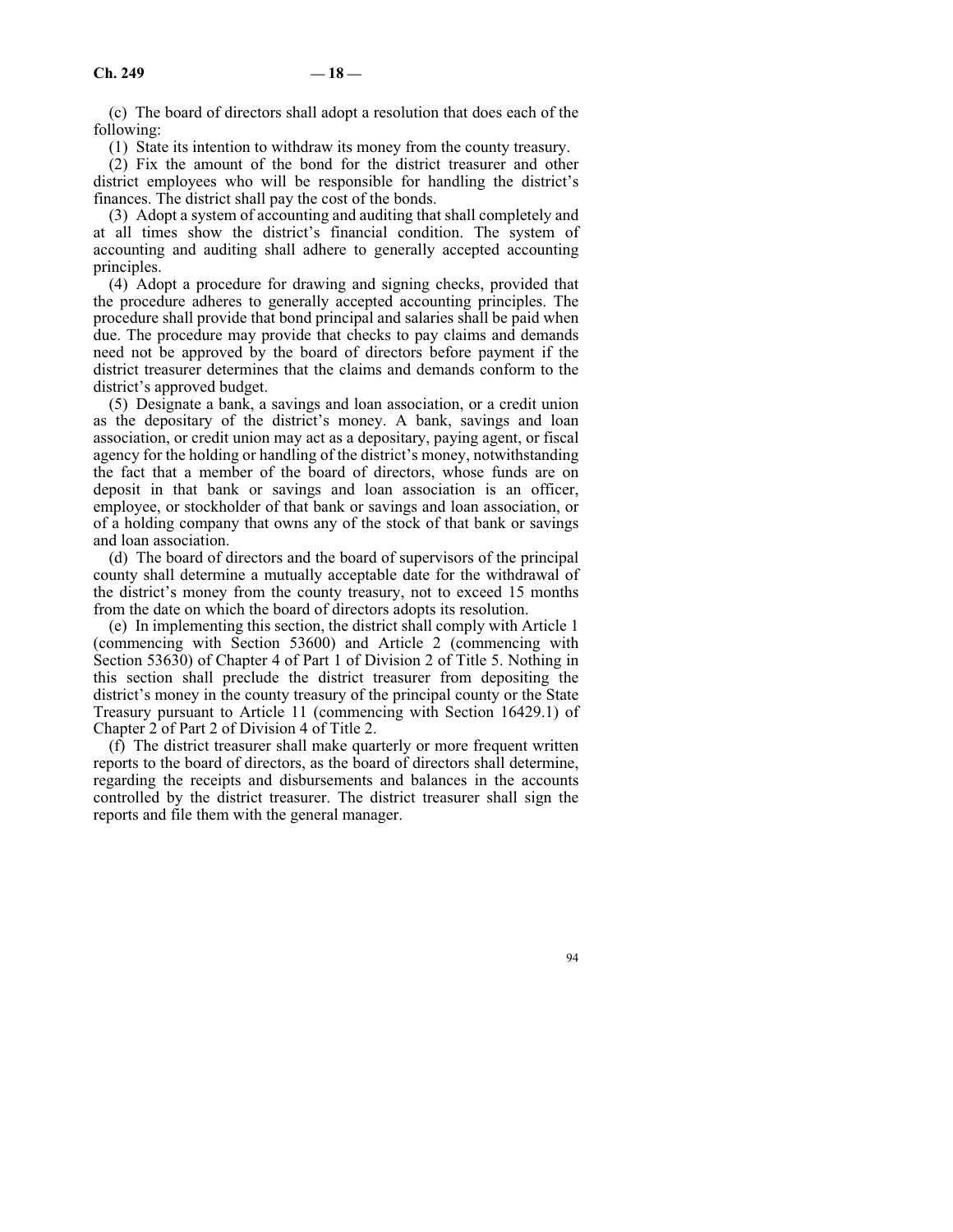(c) The board of directors shall adopt a resolution that does each of the following:

(1) State its intention to withdraw its money from the county treasury.

(2) Fix the amount of the bond for the district treasurer and other district employees who will be responsible for handling the district's finances. The district shall pay the cost of the bonds.

(3) Adopt a system of accounting and auditing that shall completely and at all times show the district's financial condition. The system of accounting and auditing shall adhere to generally accepted accounting principles.

(4) Adopt a procedure for drawing and signing checks, provided that the procedure adheres to generally accepted accounting principles. The procedure shall provide that bond principal and salaries shall be paid when due. The procedure may provide that checks to pay claims and demands need not be approved by the board of directors before payment if the district treasurer determines that the claims and demands conform to the district's approved budget.

(5) Designate a bank, a savings and loan association, or a credit union as the depositary of the district's money. A bank, savings and loan association, or credit union may act as a depositary, paying agent, or fiscal agency for the holding or handling of the district's money, notwithstanding the fact that a member of the board of directors, whose funds are on deposit in that bank or savings and loan association is an officer, employee, or stockholder of that bank or savings and loan association, or of a holding company that owns any of the stock of that bank or savings and loan association.

(d) The board of directors and the board of supervisors of the principal county shall determine a mutually acceptable date for the withdrawal of the district's money from the county treasury, not to exceed 15 months from the date on which the board of directors adopts its resolution.

(e) In implementing this section, the district shall comply with Article 1 (commencing with Section 53600) and Article 2 (commencing with Section 53630) of Chapter 4 of Part 1 of Division 2 of Title 5. Nothing in this section shall preclude the district treasurer from depositing the district's money in the county treasury of the principal county or the State Treasury pursuant to Article 11 (commencing with Section 16429.1) of Chapter 2 of Part 2 of Division 4 of Title 2.

(f) The district treasurer shall make quarterly or more frequent written reports to the board of directors, as the board of directors shall determine, regarding the receipts and disbursements and balances in the accounts controlled by the district treasurer. The district treasurer shall sign the reports and file them with the general manager.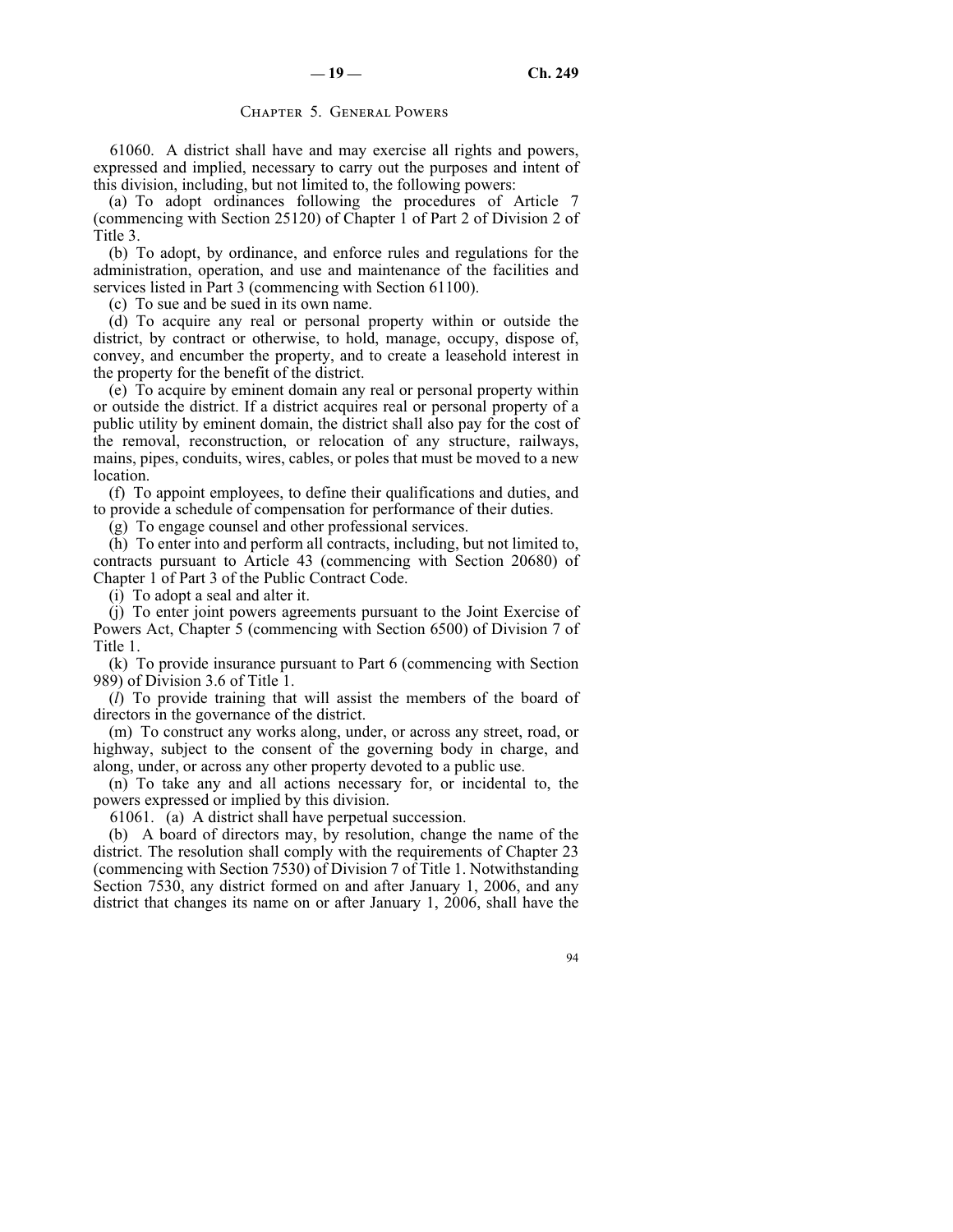## Chapter 5. General Powers

61060. A district shall have and may exercise all rights and powers, expressed and implied, necessary to carry out the purposes and intent of this division, including, but not limited to, the following powers:

(a) To adopt ordinances following the procedures of Article 7 (commencing with Section 25120) of Chapter 1 of Part 2 of Division 2 of Title 3.

(b) To adopt, by ordinance, and enforce rules and regulations for the administration, operation, and use and maintenance of the facilities and services listed in Part 3 (commencing with Section 61100).

(c) To sue and be sued in its own name.

(d) To acquire any real or personal property within or outside the district, by contract or otherwise, to hold, manage, occupy, dispose of, convey, and encumber the property, and to create a leasehold interest in the property for the benefit of the district.

(e) To acquire by eminent domain any real or personal property within or outside the district. If a district acquires real or personal property of a public utility by eminent domain, the district shall also pay for the cost of the removal, reconstruction, or relocation of any structure, railways, mains, pipes, conduits, wires, cables, or poles that must be moved to a new location.

(f) To appoint employees, to define their qualifications and duties, and to provide a schedule of compensation for performance of their duties.

(g) To engage counsel and other professional services.

(h) To enter into and perform all contracts, including, but not limited to, contracts pursuant to Article 43 (commencing with Section 20680) of Chapter 1 of Part 3 of the Public Contract Code.

(i) To adopt a seal and alter it.

(j) To enter joint powers agreements pursuant to the Joint Exercise of Powers Act, Chapter 5 (commencing with Section 6500) of Division 7 of Title 1.

(k) To provide insurance pursuant to Part 6 (commencing with Section 989) of Division 3.6 of Title 1.

(*l*) To provide training that will assist the members of the board of directors in the governance of the district.

(m) To construct any works along, under, or across any street, road, or highway, subject to the consent of the governing body in charge, and along, under, or across any other property devoted to a public use.

(n) To take any and all actions necessary for, or incidental to, the powers expressed or implied by this division.

61061. (a) A district shall have perpetual succession.

(b) A board of directors may, by resolution, change the name of the district. The resolution shall comply with the requirements of Chapter 23 (commencing with Section 7530) of Division 7 of Title 1. Notwithstanding Section 7530, any district formed on and after January 1, 2006, and any district that changes its name on or after January 1, 2006, shall have the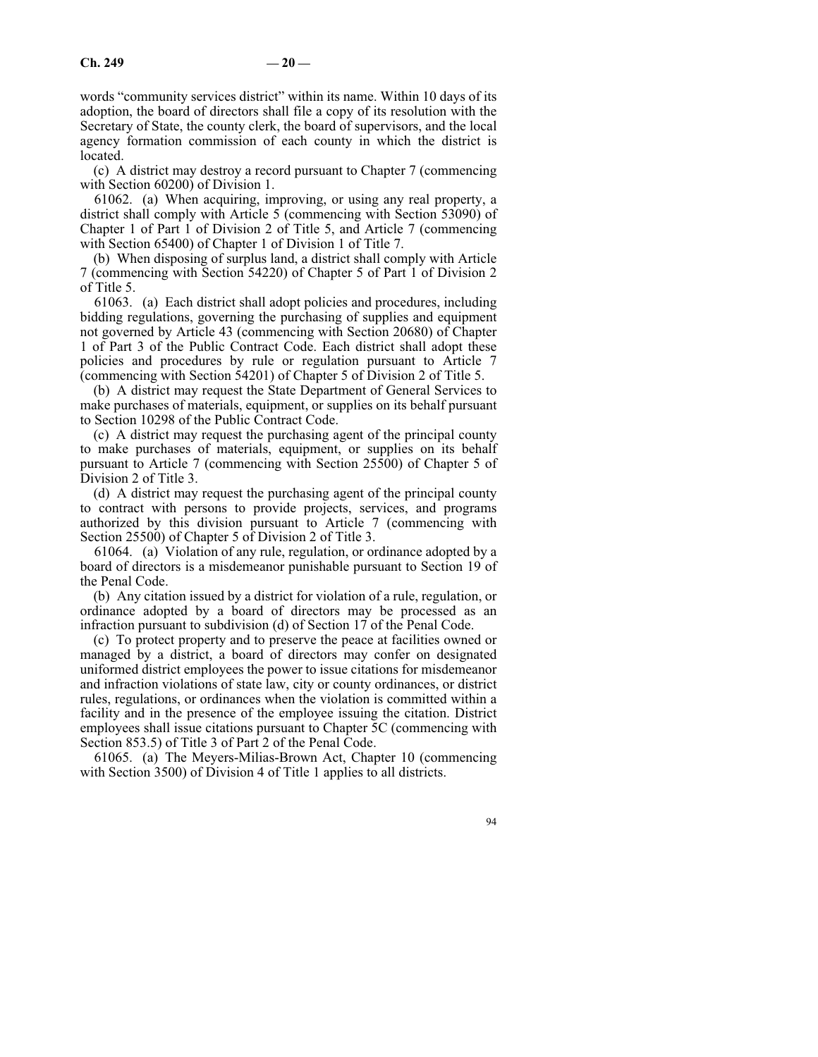words "community services district" within its name. Within 10 days of its adoption, the board of directors shall file a copy of its resolution with the Secretary of State, the county clerk, the board of supervisors, and the local agency formation commission of each county in which the district is located.

(c) A district may destroy a record pursuant to Chapter 7 (commencing with Section 60200) of Division 1.

61062. (a) When acquiring, improving, or using any real property, a district shall comply with Article 5 (commencing with Section 53090) of Chapter 1 of Part 1 of Division 2 of Title 5, and Article 7 (commencing with Section 65400) of Chapter 1 of Division 1 of Title 7.

(b) When disposing of surplus land, a district shall comply with Article 7 (commencing with Section 54220) of Chapter 5 of Part 1 of Division 2 of Title 5.

61063. (a) Each district shall adopt policies and procedures, including bidding regulations, governing the purchasing of supplies and equipment not governed by Article 43 (commencing with Section 20680) of Chapter 1 of Part 3 of the Public Contract Code. Each district shall adopt these policies and procedures by rule or regulation pursuant to Article 7 (commencing with Section 54201) of Chapter 5 of Division 2 of Title 5.

(b) A district may request the State Department of General Services to make purchases of materials, equipment, or supplies on its behalf pursuant to Section 10298 of the Public Contract Code.

(c) A district may request the purchasing agent of the principal county to make purchases of materials, equipment, or supplies on its behalf pursuant to Article 7 (commencing with Section 25500) of Chapter 5 of Division 2 of Title 3.

(d) A district may request the purchasing agent of the principal county to contract with persons to provide projects, services, and programs authorized by this division pursuant to Article 7 (commencing with Section 25500) of Chapter 5 of Division 2 of Title 3.

61064. (a) Violation of any rule, regulation, or ordinance adopted by a board of directors is a misdemeanor punishable pursuant to Section 19 of the Penal Code.

(b) Any citation issued by a district for violation of a rule, regulation, or ordinance adopted by a board of directors may be processed as an infraction pursuant to subdivision (d) of Section 17 of the Penal Code.

(c) To protect property and to preserve the peace at facilities owned or managed by a district, a board of directors may confer on designated uniformed district employees the power to issue citations for misdemeanor and infraction violations of state law, city or county ordinances, or district rules, regulations, or ordinances when the violation is committed within a facility and in the presence of the employee issuing the citation. District employees shall issue citations pursuant to Chapter 5C (commencing with Section 853.5) of Title 3 of Part 2 of the Penal Code.

61065. (a) The Meyers-Milias-Brown Act, Chapter 10 (commencing with Section 3500) of Division 4 of Title 1 applies to all districts.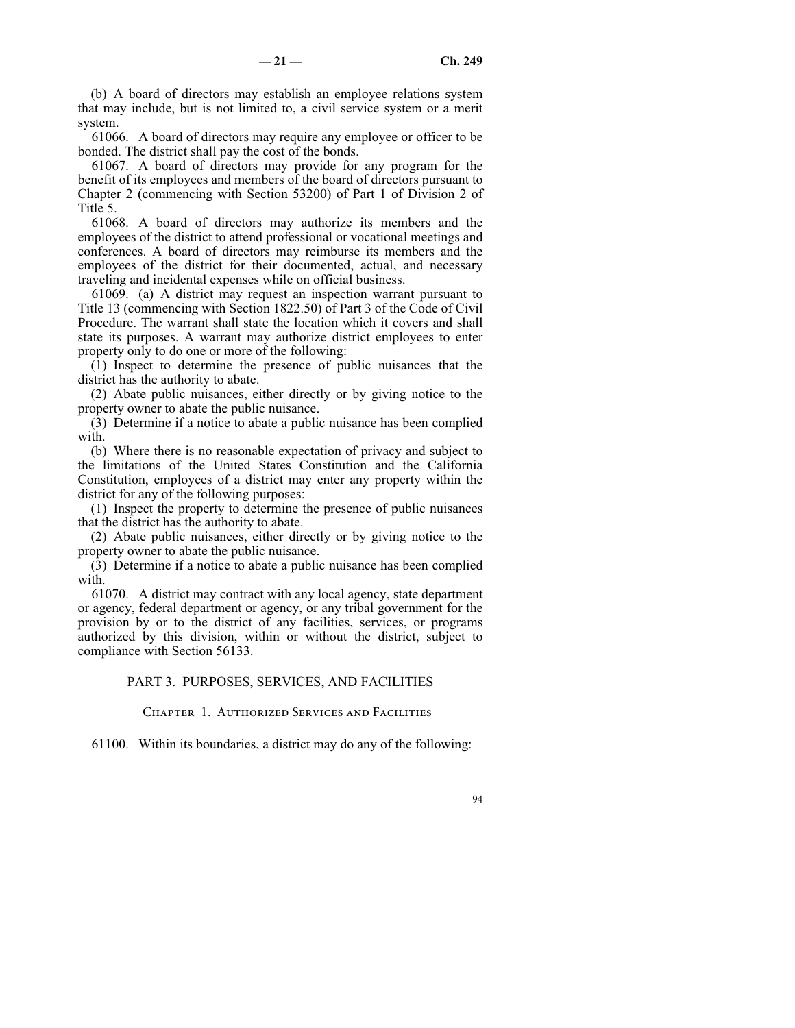(b) A board of directors may establish an employee relations system that may include, but is not limited to, a civil service system or a merit system.

61066. A board of directors may require any employee or officer to be bonded. The district shall pay the cost of the bonds.

61067. A board of directors may provide for any program for the benefit of its employees and members of the board of directors pursuant to Chapter 2 (commencing with Section 53200) of Part 1 of Division 2 of Title 5.

61068. A board of directors may authorize its members and the employees of the district to attend professional or vocational meetings and conferences. A board of directors may reimburse its members and the employees of the district for their documented, actual, and necessary traveling and incidental expenses while on official business.

61069. (a) A district may request an inspection warrant pursuant to Title 13 (commencing with Section 1822.50) of Part 3 of the Code of Civil Procedure. The warrant shall state the location which it covers and shall state its purposes. A warrant may authorize district employees to enter property only to do one or more of the following:

(1) Inspect to determine the presence of public nuisances that the district has the authority to abate.

(2) Abate public nuisances, either directly or by giving notice to the property owner to abate the public nuisance.

(3) Determine if a notice to abate a public nuisance has been complied with.

(b) Where there is no reasonable expectation of privacy and subject to the limitations of the United States Constitution and the California Constitution, employees of a district may enter any property within the district for any of the following purposes:

(1) Inspect the property to determine the presence of public nuisances that the district has the authority to abate.

(2) Abate public nuisances, either directly or by giving notice to the property owner to abate the public nuisance.

(3) Determine if a notice to abate a public nuisance has been complied with.

61070. A district may contract with any local agency, state department or agency, federal department or agency, or any tribal government for the provision by or to the district of any facilities, services, or programs authorized by this division, within or without the district, subject to compliance with Section 56133.

## PART 3. PURPOSES, SERVICES, AND FACILITIES

### Chapter 1. Authorized Services and Facilities

61100. Within its boundaries, a district may do any of the following: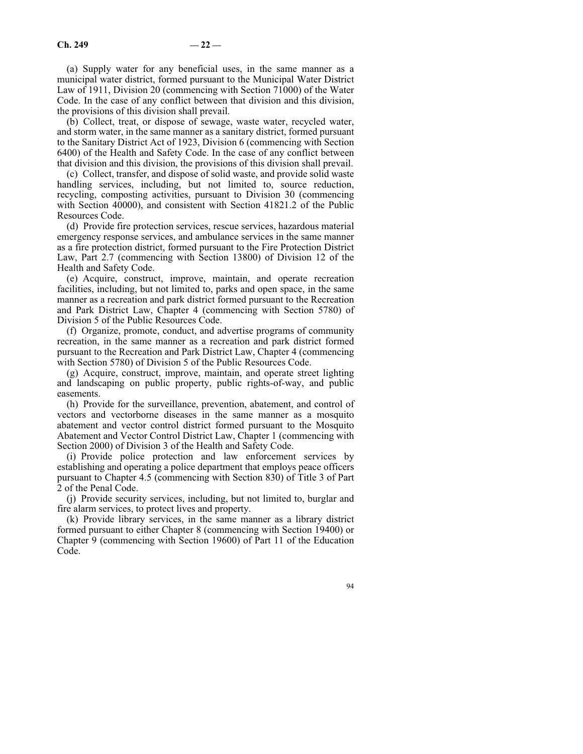(a) Supply water for any beneficial uses, in the same manner as a municipal water district, formed pursuant to the Municipal Water District Law of 1911, Division 20 (commencing with Section 71000) of the Water Code. In the case of any conflict between that division and this division, the provisions of this division shall prevail.

(b) Collect, treat, or dispose of sewage, waste water, recycled water, and storm water, in the same manner as a sanitary district, formed pursuant to the Sanitary District Act of 1923, Division 6 (commencing with Section 6400) of the Health and Safety Code. In the case of any conflict between that division and this division, the provisions of this division shall prevail.

(c) Collect, transfer, and dispose of solid waste, and provide solid waste handling services, including, but not limited to, source reduction, recycling, composting activities, pursuant to Division 30 (commencing with Section 40000), and consistent with Section 41821.2 of the Public Resources Code.

(d) Provide fire protection services, rescue services, hazardous material emergency response services, and ambulance services in the same manner as a fire protection district, formed pursuant to the Fire Protection District Law, Part 2.7 (commencing with Section 13800) of Division 12 of the Health and Safety Code.

(e) Acquire, construct, improve, maintain, and operate recreation facilities, including, but not limited to, parks and open space, in the same manner as a recreation and park district formed pursuant to the Recreation and Park District Law, Chapter 4 (commencing with Section 5780) of Division 5 of the Public Resources Code.

(f) Organize, promote, conduct, and advertise programs of community recreation, in the same manner as a recreation and park district formed pursuant to the Recreation and Park District Law, Chapter 4 (commencing with Section 5780) of Division 5 of the Public Resources Code.

(g) Acquire, construct, improve, maintain, and operate street lighting and landscaping on public property, public rights-of-way, and public easements.

(h) Provide for the surveillance, prevention, abatement, and control of vectors and vectorborne diseases in the same manner as a mosquito abatement and vector control district formed pursuant to the Mosquito Abatement and Vector Control District Law, Chapter 1 (commencing with Section 2000) of Division 3 of the Health and Safety Code.

(i) Provide police protection and law enforcement services by establishing and operating a police department that employs peace officers pursuant to Chapter 4.5 (commencing with Section 830) of Title 3 of Part 2 of the Penal Code.

(j) Provide security services, including, but not limited to, burglar and fire alarm services, to protect lives and property.

(k) Provide library services, in the same manner as a library district formed pursuant to either Chapter 8 (commencing with Section 19400) or Chapter 9 (commencing with Section 19600) of Part 11 of the Education Code.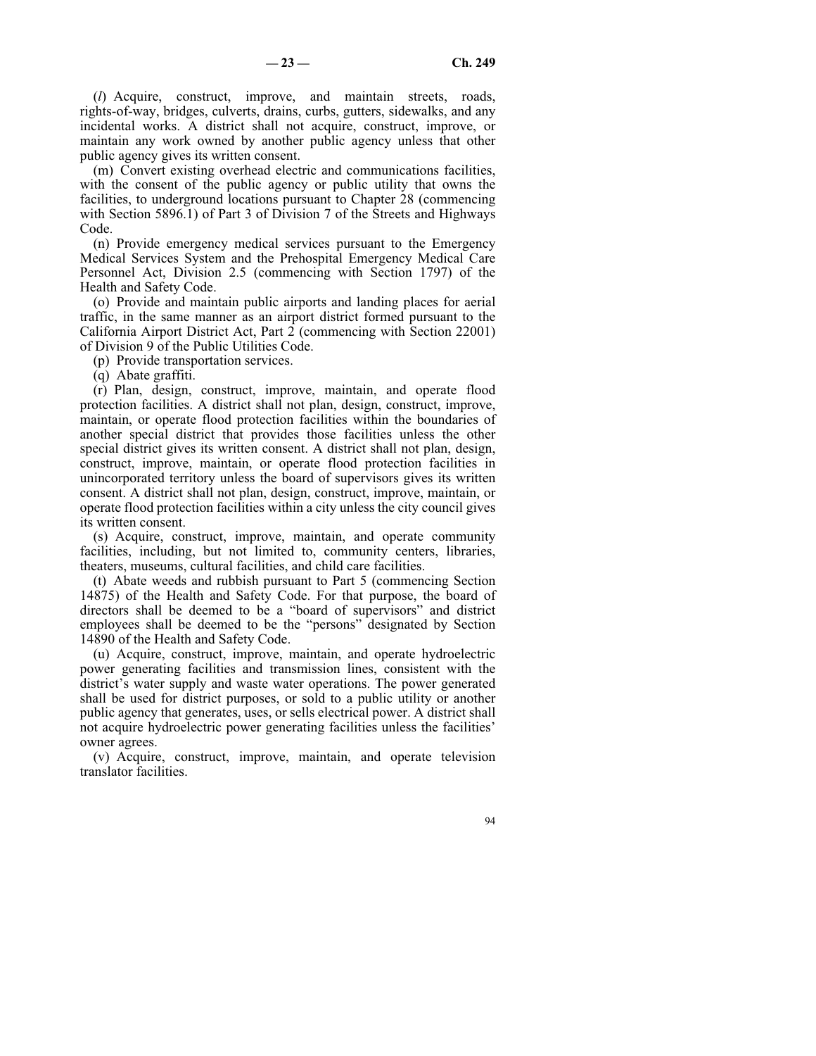(*l*) Acquire, construct, improve, and maintain streets, roads, rights-of-way, bridges, culverts, drains, curbs, gutters, sidewalks, and any incidental works. A district shall not acquire, construct, improve, or maintain any work owned by another public agency unless that other public agency gives its written consent.

(m) Convert existing overhead electric and communications facilities, with the consent of the public agency or public utility that owns the facilities, to underground locations pursuant to Chapter 28 (commencing with Section 5896.1) of Part 3 of Division 7 of the Streets and Highways Code.

(n) Provide emergency medical services pursuant to the Emergency Medical Services System and the Prehospital Emergency Medical Care Personnel Act, Division 2.5 (commencing with Section 1797) of the Health and Safety Code.

(o) Provide and maintain public airports and landing places for aerial traffic, in the same manner as an airport district formed pursuant to the California Airport District Act, Part 2 (commencing with Section 22001) of Division 9 of the Public Utilities Code.

(p) Provide transportation services.

(q) Abate graffiti.

(r) Plan, design, construct, improve, maintain, and operate flood protection facilities. A district shall not plan, design, construct, improve, maintain, or operate flood protection facilities within the boundaries of another special district that provides those facilities unless the other special district gives its written consent. A district shall not plan, design, construct, improve, maintain, or operate flood protection facilities in unincorporated territory unless the board of supervisors gives its written consent. A district shall not plan, design, construct, improve, maintain, or operate flood protection facilities within a city unless the city council gives its written consent.

(s) Acquire, construct, improve, maintain, and operate community facilities, including, but not limited to, community centers, libraries, theaters, museums, cultural facilities, and child care facilities.

(t) Abate weeds and rubbish pursuant to Part 5 (commencing Section 14875) of the Health and Safety Code. For that purpose, the board of directors shall be deemed to be a "board of supervisors" and district employees shall be deemed to be the "persons" designated by Section 14890 of the Health and Safety Code.

(u) Acquire, construct, improve, maintain, and operate hydroelectric power generating facilities and transmission lines, consistent with the district's water supply and waste water operations. The power generated shall be used for district purposes, or sold to a public utility or another public agency that generates, uses, or sells electrical power. A district shall not acquire hydroelectric power generating facilities unless the facilities' owner agrees.

(v) Acquire, construct, improve, maintain, and operate television translator facilities.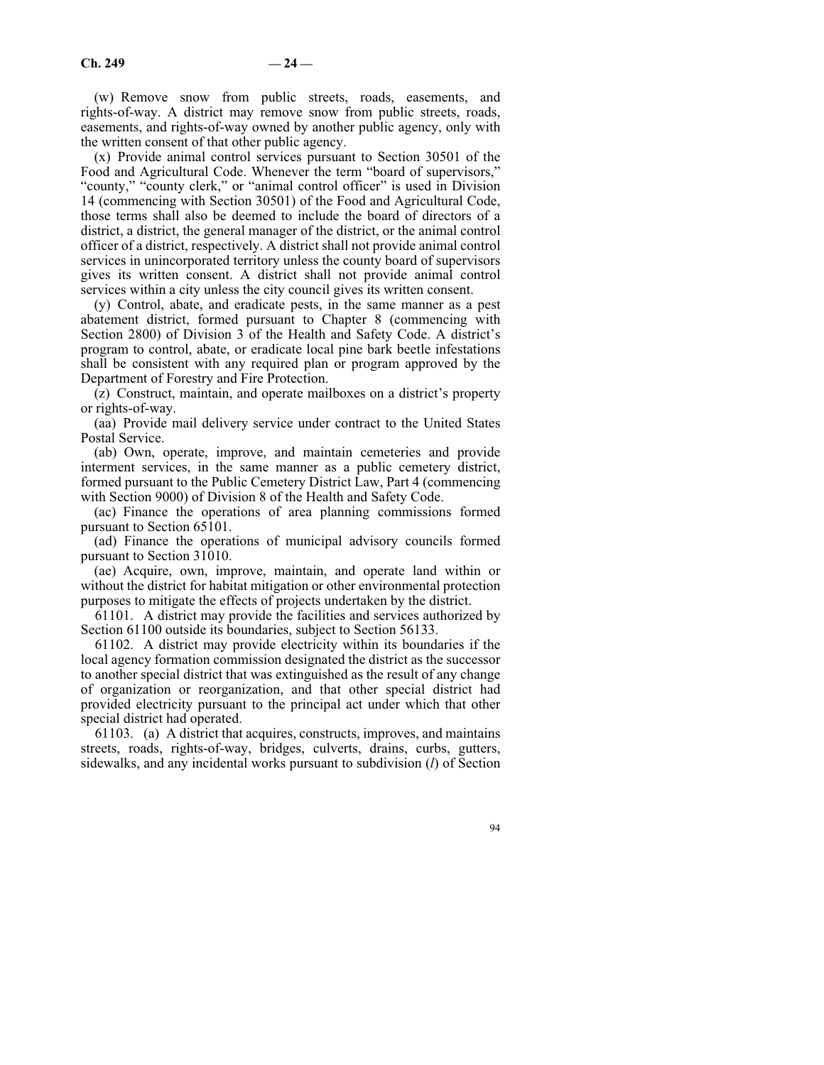(w) Remove snow from public streets, roads, easements, and rights-of-way. A district may remove snow from public streets, roads, easements, and rights-of-way owned by another public agency, only with the written consent of that other public agency.

(x) Provide animal control services pursuant to Section 30501 of the Food and Agricultural Code. Whenever the term "board of supervisors," "county," "county clerk," or "animal control officer" is used in Division 14 (commencing with Section 30501) of the Food and Agricultural Code, those terms shall also be deemed to include the board of directors of a district, a district, the general manager of the district, or the animal control officer of a district, respectively. A district shall not provide animal control services in unincorporated territory unless the county board of supervisors gives its written consent. A district shall not provide animal control services within a city unless the city council gives its written consent.

(y) Control, abate, and eradicate pests, in the same manner as a pest abatement district, formed pursuant to Chapter 8 (commencing with Section 2800) of Division 3 of the Health and Safety Code. A district's program to control, abate, or eradicate local pine bark beetle infestations shall be consistent with any required plan or program approved by the Department of Forestry and Fire Protection.

(z) Construct, maintain, and operate mailboxes on a district's property or rights-of-way.

(aa) Provide mail delivery service under contract to the United States Postal Service.

(ab) Own, operate, improve, and maintain cemeteries and provide interment services, in the same manner as a public cemetery district, formed pursuant to the Public Cemetery District Law, Part 4 (commencing with Section 9000) of Division 8 of the Health and Safety Code.

(ac) Finance the operations of area planning commissions formed pursuant to Section 65101.

(ad) Finance the operations of municipal advisory councils formed pursuant to Section 31010.

(ae) Acquire, own, improve, maintain, and operate land within or without the district for habitat mitigation or other environmental protection purposes to mitigate the effects of projects undertaken by the district.

61101. A district may provide the facilities and services authorized by Section 61100 outside its boundaries, subject to Section 56133.

61102. A district may provide electricity within its boundaries if the local agency formation commission designated the district as the successor to another special district that was extinguished as the result of any change of organization or reorganization, and that other special district had provided electricity pursuant to the principal act under which that other special district had operated.

61103. (a) A district that acquires, constructs, improves, and maintains streets, roads, rights-of-way, bridges, culverts, drains, curbs, gutters, sidewalks, and any incidental works pursuant to subdivision (*l*) of Section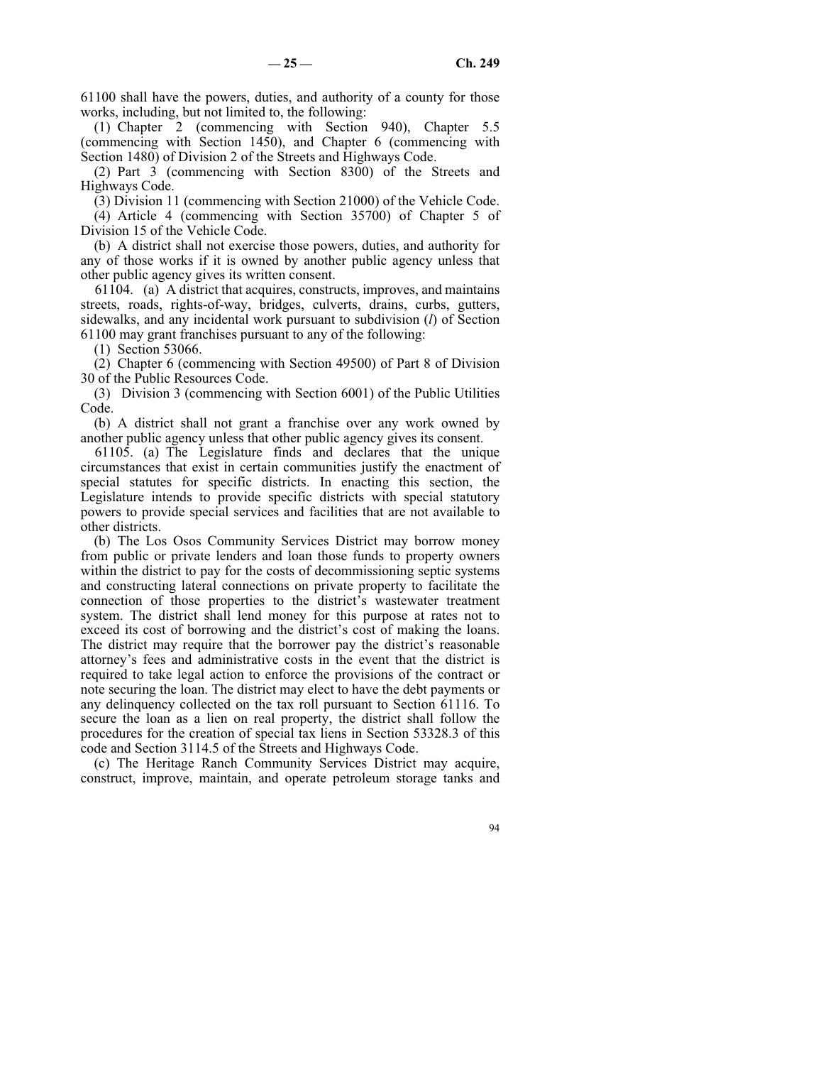61100 shall have the powers, duties, and authority of a county for those works, including, but not limited to, the following:

(1) Chapter 2 (commencing with Section 940), Chapter 5.5 (commencing with Section 1450), and Chapter 6 (commencing with Section 1480) of Division 2 of the Streets and Highways Code.

(2) Part 3 (commencing with Section 8300) of the Streets and Highways Code.

(3) Division 11 (commencing with Section 21000) of the Vehicle Code.

(4) Article 4 (commencing with Section 35700) of Chapter 5 of Division 15 of the Vehicle Code.

(b) A district shall not exercise those powers, duties, and authority for any of those works if it is owned by another public agency unless that other public agency gives its written consent.

61104. (a) A district that acquires, constructs, improves, and maintains streets, roads, rights-of-way, bridges, culverts, drains, curbs, gutters, sidewalks, and any incidental work pursuant to subdivision (*l*) of Section 61100 may grant franchises pursuant to any of the following:

(1) Section 53066.

(2) Chapter 6 (commencing with Section 49500) of Part 8 of Division 30 of the Public Resources Code.

(3) Division 3 (commencing with Section 6001) of the Public Utilities Code.

(b) A district shall not grant a franchise over any work owned by another public agency unless that other public agency gives its consent.

61105. (a) The Legislature finds and declares that the unique circumstances that exist in certain communities justify the enactment of special statutes for specific districts. In enacting this section, the Legislature intends to provide specific districts with special statutory powers to provide special services and facilities that are not available to other districts.

(b) The Los Osos Community Services District may borrow money from public or private lenders and loan those funds to property owners within the district to pay for the costs of decommissioning septic systems and constructing lateral connections on private property to facilitate the connection of those properties to the district's wastewater treatment system. The district shall lend money for this purpose at rates not to exceed its cost of borrowing and the district's cost of making the loans. The district may require that the borrower pay the district's reasonable attorney's fees and administrative costs in the event that the district is required to take legal action to enforce the provisions of the contract or note securing the loan. The district may elect to have the debt payments or any delinquency collected on the tax roll pursuant to Section 61116. To secure the loan as a lien on real property, the district shall follow the procedures for the creation of special tax liens in Section 53328.3 of this code and Section 3114.5 of the Streets and Highways Code.

(c) The Heritage Ranch Community Services District may acquire, construct, improve, maintain, and operate petroleum storage tanks and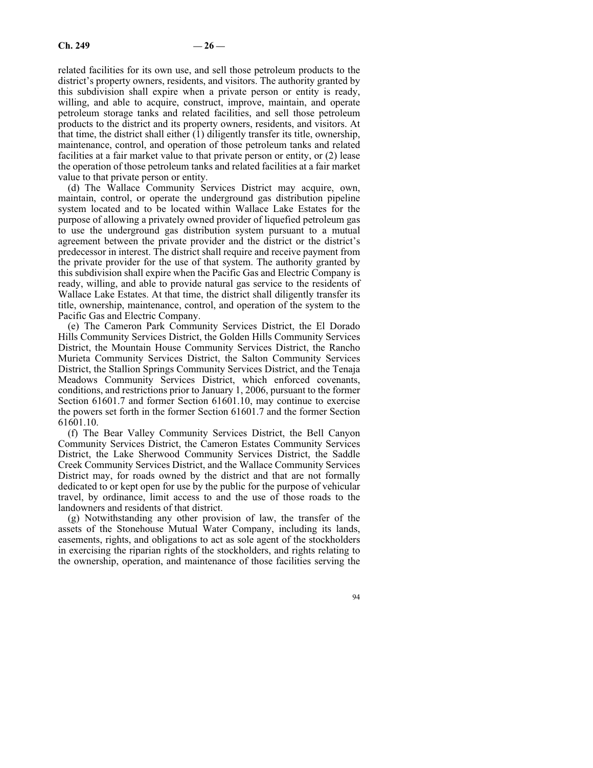related facilities for its own use, and sell those petroleum products to the district's property owners, residents, and visitors. The authority granted by this subdivision shall expire when a private person or entity is ready, willing, and able to acquire, construct, improve, maintain, and operate petroleum storage tanks and related facilities, and sell those petroleum products to the district and its property owners, residents, and visitors. At that time, the district shall either (1) diligently transfer its title, ownership, maintenance, control, and operation of those petroleum tanks and related facilities at a fair market value to that private person or entity, or (2) lease the operation of those petroleum tanks and related facilities at a fair market value to that private person or entity.

(d) The Wallace Community Services District may acquire, own, maintain, control, or operate the underground gas distribution pipeline system located and to be located within Wallace Lake Estates for the purpose of allowing a privately owned provider of liquefied petroleum gas to use the underground gas distribution system pursuant to a mutual agreement between the private provider and the district or the district's predecessor in interest. The district shall require and receive payment from the private provider for the use of that system. The authority granted by this subdivision shall expire when the Pacific Gas and Electric Company is ready, willing, and able to provide natural gas service to the residents of Wallace Lake Estates. At that time, the district shall diligently transfer its title, ownership, maintenance, control, and operation of the system to the Pacific Gas and Electric Company.

(e) The Cameron Park Community Services District, the El Dorado Hills Community Services District, the Golden Hills Community Services District, the Mountain House Community Services District, the Rancho Murieta Community Services District, the Salton Community Services District, the Stallion Springs Community Services District, and the Tenaja Meadows Community Services District, which enforced covenants, conditions, and restrictions prior to January 1, 2006, pursuant to the former Section 61601.7 and former Section 61601.10, may continue to exercise the powers set forth in the former Section 61601.7 and the former Section 61601.10.

(f) The Bear Valley Community Services District, the Bell Canyon Community Services District, the Cameron Estates Community Services District, the Lake Sherwood Community Services District, the Saddle Creek Community Services District, and the Wallace Community Services District may, for roads owned by the district and that are not formally dedicated to or kept open for use by the public for the purpose of vehicular travel, by ordinance, limit access to and the use of those roads to the landowners and residents of that district.

(g) Notwithstanding any other provision of law, the transfer of the assets of the Stonehouse Mutual Water Company, including its lands, easements, rights, and obligations to act as sole agent of the stockholders in exercising the riparian rights of the stockholders, and rights relating to the ownership, operation, and maintenance of those facilities serving the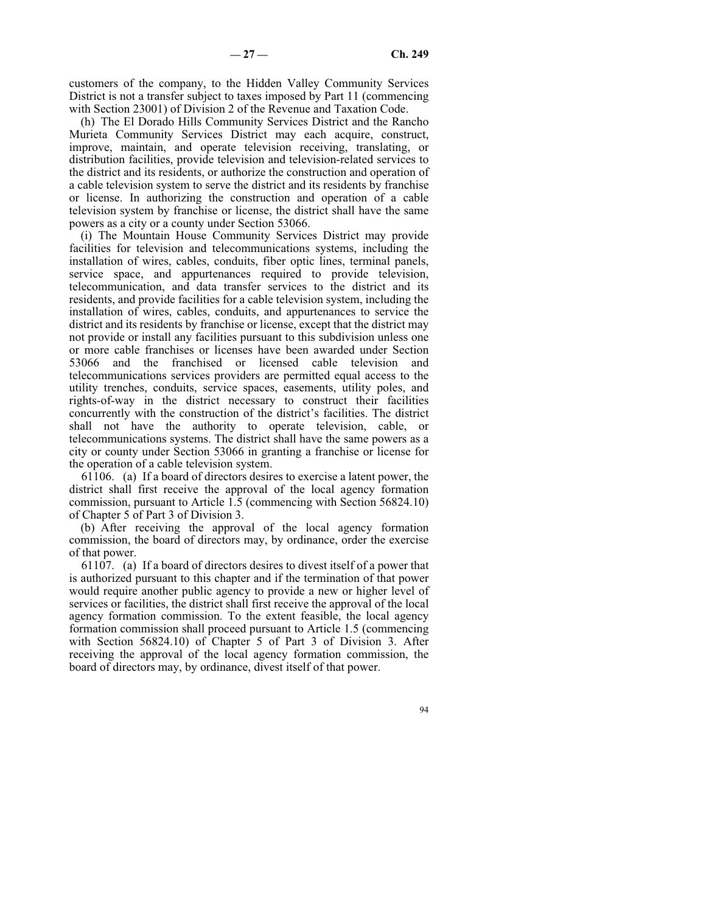customers of the company, to the Hidden Valley Community Services District is not a transfer subject to taxes imposed by Part 11 (commencing with Section 23001) of Division 2 of the Revenue and Taxation Code.

(h) The El Dorado Hills Community Services District and the Rancho Murieta Community Services District may each acquire, construct, improve, maintain, and operate television receiving, translating, or distribution facilities, provide television and television-related services to the district and its residents, or authorize the construction and operation of a cable television system to serve the district and its residents by franchise or license. In authorizing the construction and operation of a cable television system by franchise or license, the district shall have the same powers as a city or a county under Section 53066.

(i) The Mountain House Community Services District may provide facilities for television and telecommunications systems, including the installation of wires, cables, conduits, fiber optic lines, terminal panels, service space, and appurtenances required to provide television, telecommunication, and data transfer services to the district and its residents, and provide facilities for a cable television system, including the installation of wires, cables, conduits, and appurtenances to service the district and its residents by franchise or license, except that the district may not provide or install any facilities pursuant to this subdivision unless one or more cable franchises or licenses have been awarded under Section 53066 and the franchised or licensed cable television and telecommunications services providers are permitted equal access to the utility trenches, conduits, service spaces, easements, utility poles, and rights-of-way in the district necessary to construct their facilities concurrently with the construction of the district's facilities. The district shall not have the authority to operate television, cable, or telecommunications systems. The district shall have the same powers as a city or county under Section 53066 in granting a franchise or license for the operation of a cable television system.

61106. (a) If a board of directors desires to exercise a latent power, the district shall first receive the approval of the local agency formation commission, pursuant to Article 1.5 (commencing with Section 56824.10) of Chapter 5 of Part 3 of Division 3.

(b) After receiving the approval of the local agency formation commission, the board of directors may, by ordinance, order the exercise of that power.

61107. (a) If a board of directors desires to divest itself of a power that is authorized pursuant to this chapter and if the termination of that power would require another public agency to provide a new or higher level of services or facilities, the district shall first receive the approval of the local agency formation commission. To the extent feasible, the local agency formation commission shall proceed pursuant to Article 1.5 (commencing with Section 56824.10) of Chapter 5 of Part 3 of Division 3. After receiving the approval of the local agency formation commission, the board of directors may, by ordinance, divest itself of that power.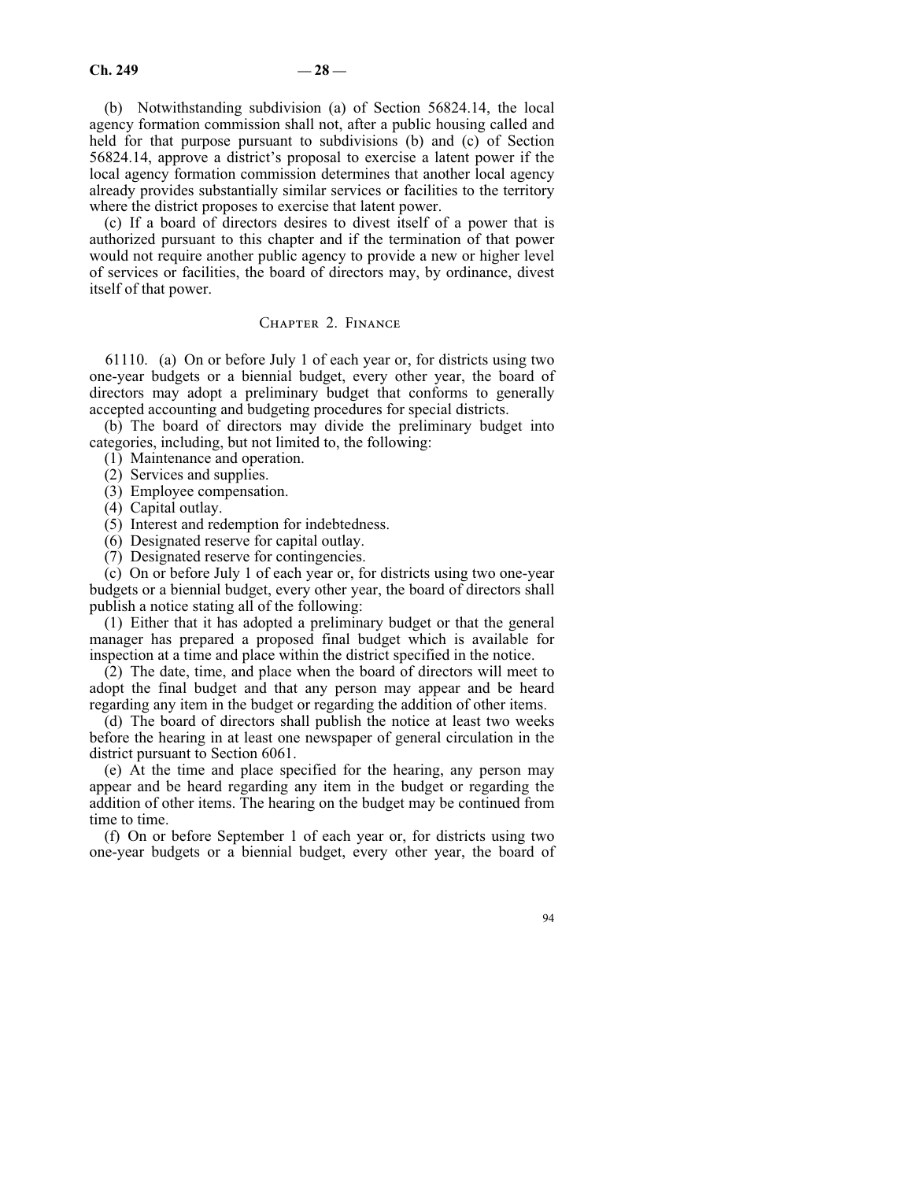(b) Notwithstanding subdivision (a) of Section 56824.14, the local agency formation commission shall not, after a public housing called and held for that purpose pursuant to subdivisions (b) and (c) of Section 56824.14, approve a district's proposal to exercise a latent power if the local agency formation commission determines that another local agency already provides substantially similar services or facilities to the territory where the district proposes to exercise that latent power.

(c) If a board of directors desires to divest itself of a power that is authorized pursuant to this chapter and if the termination of that power would not require another public agency to provide a new or higher level of services or facilities, the board of directors may, by ordinance, divest itself of that power.

## Chapter 2. Finance

61110. (a) On or before July 1 of each year or, for districts using two one-year budgets or a biennial budget, every other year, the board of directors may adopt a preliminary budget that conforms to generally accepted accounting and budgeting procedures for special districts.

(b) The board of directors may divide the preliminary budget into categories, including, but not limited to, the following:

(1) Maintenance and operation.

(2) Services and supplies.

(3) Employee compensation.

(4) Capital outlay.

(5) Interest and redemption for indebtedness.

(6) Designated reserve for capital outlay.

(7) Designated reserve for contingencies.

(c) On or before July 1 of each year or, for districts using two one-year budgets or a biennial budget, every other year, the board of directors shall publish a notice stating all of the following:

(1) Either that it has adopted a preliminary budget or that the general manager has prepared a proposed final budget which is available for inspection at a time and place within the district specified in the notice.

(2) The date, time, and place when the board of directors will meet to adopt the final budget and that any person may appear and be heard regarding any item in the budget or regarding the addition of other items.

(d) The board of directors shall publish the notice at least two weeks before the hearing in at least one newspaper of general circulation in the district pursuant to Section 6061.

(e) At the time and place specified for the hearing, any person may appear and be heard regarding any item in the budget or regarding the addition of other items. The hearing on the budget may be continued from time to time.

(f) On or before September 1 of each year or, for districts using two one-year budgets or a biennial budget, every other year, the board of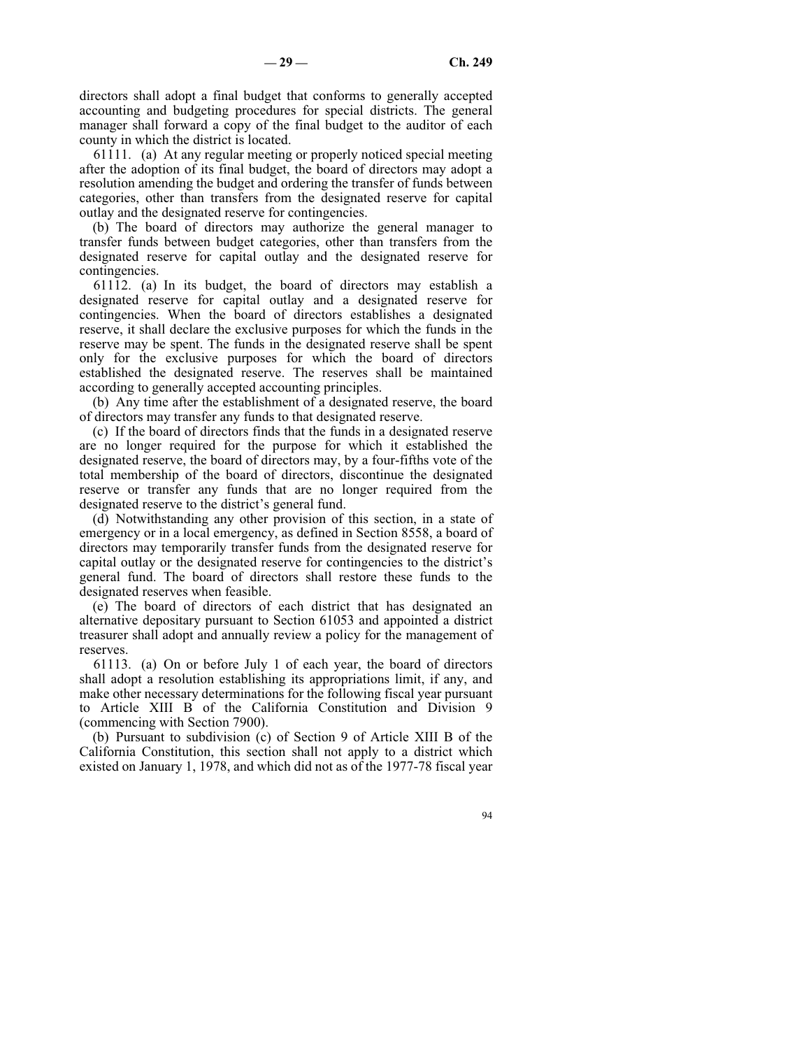directors shall adopt a final budget that conforms to generally accepted accounting and budgeting procedures for special districts. The general manager shall forward a copy of the final budget to the auditor of each county in which the district is located.

61111. (a) At any regular meeting or properly noticed special meeting after the adoption of its final budget, the board of directors may adopt a resolution amending the budget and ordering the transfer of funds between categories, other than transfers from the designated reserve for capital outlay and the designated reserve for contingencies.

(b) The board of directors may authorize the general manager to transfer funds between budget categories, other than transfers from the designated reserve for capital outlay and the designated reserve for contingencies.

61112. (a) In its budget, the board of directors may establish a designated reserve for capital outlay and a designated reserve for contingencies. When the board of directors establishes a designated reserve, it shall declare the exclusive purposes for which the funds in the reserve may be spent. The funds in the designated reserve shall be spent only for the exclusive purposes for which the board of directors established the designated reserve. The reserves shall be maintained according to generally accepted accounting principles.

(b) Any time after the establishment of a designated reserve, the board of directors may transfer any funds to that designated reserve.

(c) If the board of directors finds that the funds in a designated reserve are no longer required for the purpose for which it established the designated reserve, the board of directors may, by a four-fifths vote of the total membership of the board of directors, discontinue the designated reserve or transfer any funds that are no longer required from the designated reserve to the district's general fund.

(d) Notwithstanding any other provision of this section, in a state of emergency or in a local emergency, as defined in Section 8558, a board of directors may temporarily transfer funds from the designated reserve for capital outlay or the designated reserve for contingencies to the district's general fund. The board of directors shall restore these funds to the designated reserves when feasible.

(e) The board of directors of each district that has designated an alternative depositary pursuant to Section 61053 and appointed a district treasurer shall adopt and annually review a policy for the management of reserves.

61113. (a) On or before July 1 of each year, the board of directors shall adopt a resolution establishing its appropriations limit, if any, and make other necessary determinations for the following fiscal year pursuant to Article XIII B of the California Constitution and Division 9 (commencing with Section 7900).

(b) Pursuant to subdivision (c) of Section 9 of Article XIII B of the California Constitution, this section shall not apply to a district which existed on January 1, 1978, and which did not as of the 1977-78 fiscal year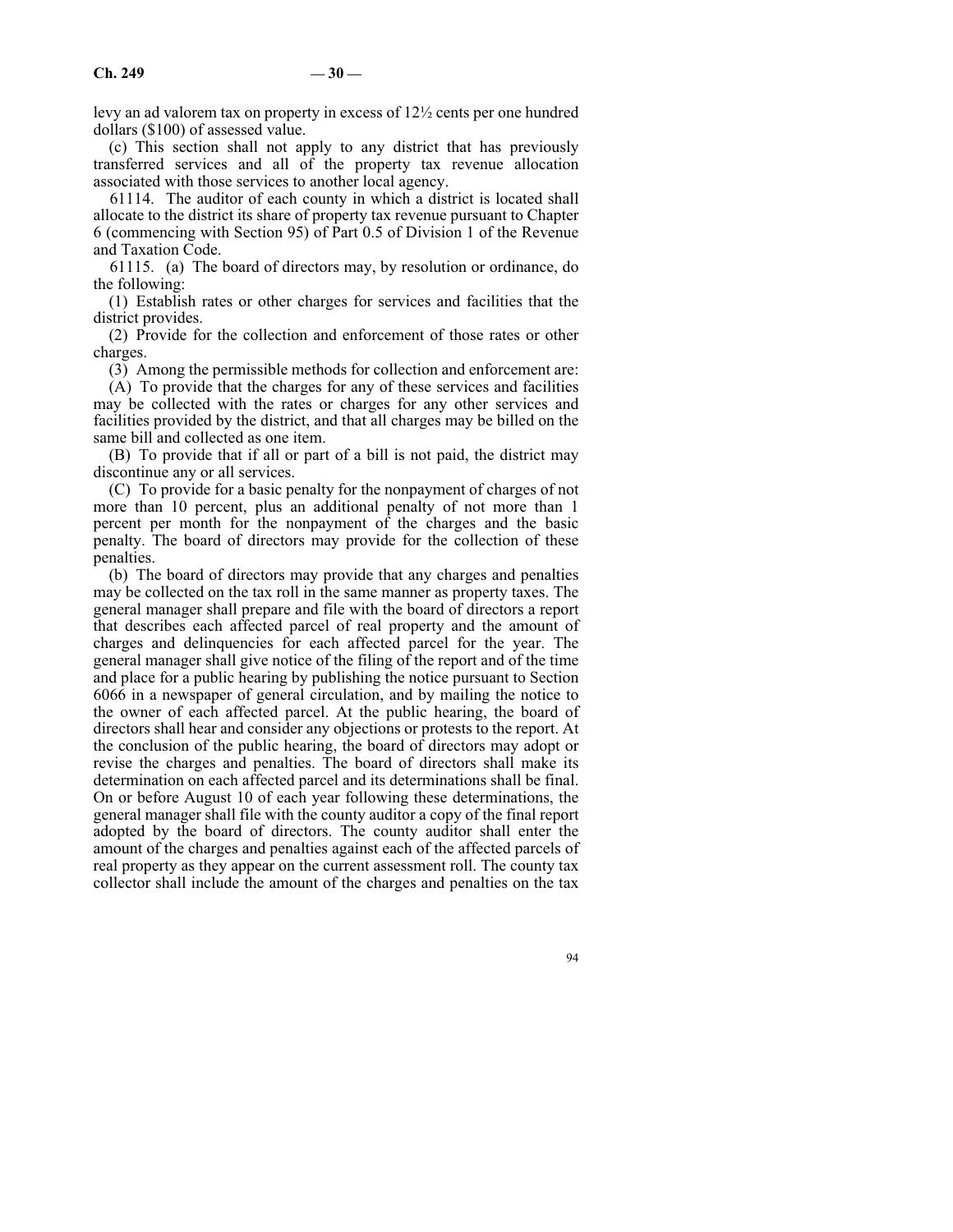levy an ad valorem tax on property in excess of 12½ cents per one hundred dollars ($100) of assessed value.

(c) This section shall not apply to any district that has previously transferred services and all of the property tax revenue allocation associated with those services to another local agency.

61114. The auditor of each county in which a district is located shall allocate to the district its share of property tax revenue pursuant to Chapter 6 (commencing with Section 95) of Part 0.5 of Division 1 of the Revenue and Taxation Code.

61115. (a) The board of directors may, by resolution or ordinance, do the following:

(1) Establish rates or other charges for services and facilities that the district provides.

(2) Provide for the collection and enforcement of those rates or other charges.

(3) Among the permissible methods for collection and enforcement are:

(A) To provide that the charges for any of these services and facilities may be collected with the rates or charges for any other services and facilities provided by the district, and that all charges may be billed on the same bill and collected as one item.

(B) To provide that if all or part of a bill is not paid, the district may discontinue any or all services.

(C) To provide for a basic penalty for the nonpayment of charges of not more than 10 percent, plus an additional penalty of not more than 1 percent per month for the nonpayment of the charges and the basic penalty. The board of directors may provide for the collection of these penalties.

(b) The board of directors may provide that any charges and penalties may be collected on the tax roll in the same manner as property taxes. The general manager shall prepare and file with the board of directors a report that describes each affected parcel of real property and the amount of charges and delinquencies for each affected parcel for the year. The general manager shall give notice of the filing of the report and of the time and place for a public hearing by publishing the notice pursuant to Section 6066 in a newspaper of general circulation, and by mailing the notice to the owner of each affected parcel. At the public hearing, the board of directors shall hear and consider any objections or protests to the report. At the conclusion of the public hearing, the board of directors may adopt or revise the charges and penalties. The board of directors shall make its determination on each affected parcel and its determinations shall be final. On or before August 10 of each year following these determinations, the general manager shall file with the county auditor a copy of the final report adopted by the board of directors. The county auditor shall enter the amount of the charges and penalties against each of the affected parcels of real property as they appear on the current assessment roll. The county tax collector shall include the amount of the charges and penalties on the tax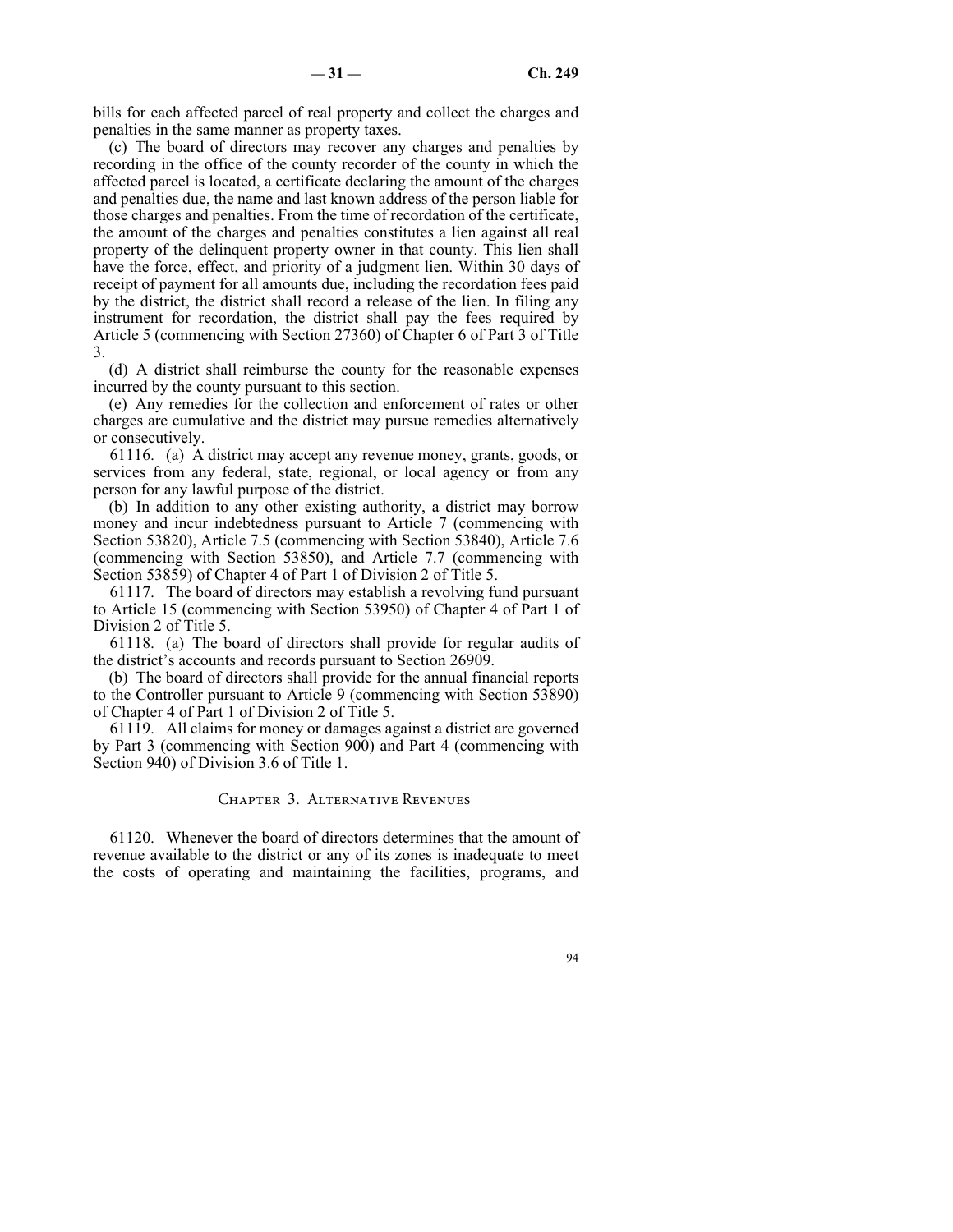bills for each affected parcel of real property and collect the charges and penalties in the same manner as property taxes.

(c) The board of directors may recover any charges and penalties by recording in the office of the county recorder of the county in which the affected parcel is located, a certificate declaring the amount of the charges and penalties due, the name and last known address of the person liable for those charges and penalties. From the time of recordation of the certificate, the amount of the charges and penalties constitutes a lien against all real property of the delinquent property owner in that county. This lien shall have the force, effect, and priority of a judgment lien. Within 30 days of receipt of payment for all amounts due, including the recordation fees paid by the district, the district shall record a release of the lien. In filing any instrument for recordation, the district shall pay the fees required by Article 5 (commencing with Section 27360) of Chapter 6 of Part 3 of Title 3.

(d) A district shall reimburse the county for the reasonable expenses incurred by the county pursuant to this section.

(e) Any remedies for the collection and enforcement of rates or other charges are cumulative and the district may pursue remedies alternatively or consecutively.

61116. (a) A district may accept any revenue money, grants, goods, or services from any federal, state, regional, or local agency or from any person for any lawful purpose of the district.

(b) In addition to any other existing authority, a district may borrow money and incur indebtedness pursuant to Article 7 (commencing with Section 53820), Article 7.5 (commencing with Section 53840), Article 7.6 (commencing with Section 53850), and Article 7.7 (commencing with Section 53859) of Chapter 4 of Part 1 of Division 2 of Title 5.

61117. The board of directors may establish a revolving fund pursuant to Article 15 (commencing with Section 53950) of Chapter 4 of Part 1 of Division 2 of Title 5.

61118. (a) The board of directors shall provide for regular audits of the district's accounts and records pursuant to Section 26909.

(b) The board of directors shall provide for the annual financial reports to the Controller pursuant to Article 9 (commencing with Section 53890) of Chapter 4 of Part 1 of Division 2 of Title 5.

61119. All claims for money or damages against a district are governed by Part 3 (commencing with Section 900) and Part 4 (commencing with Section 940) of Division 3.6 of Title 1.

## Chapter 3. Alternative Revenues

61120. Whenever the board of directors determines that the amount of revenue available to the district or any of its zones is inadequate to meet the costs of operating and maintaining the facilities, programs, and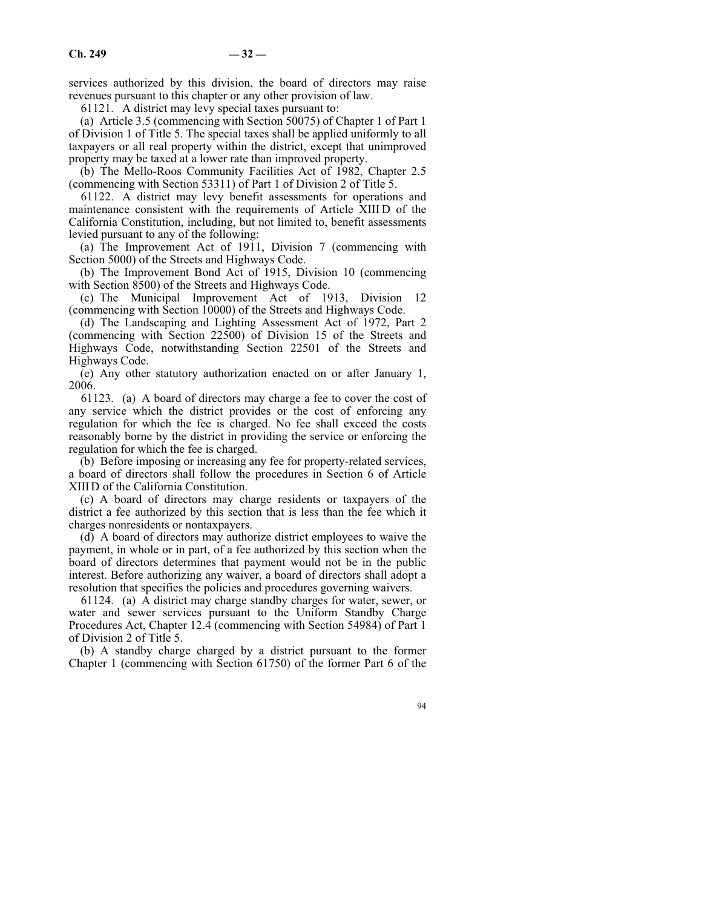services authorized by this division, the board of directors may raise revenues pursuant to this chapter or any other provision of law.

61121. A district may levy special taxes pursuant to:

(a) Article 3.5 (commencing with Section 50075) of Chapter 1 of Part 1 of Division 1 of Title 5. The special taxes shall be applied uniformly to all taxpayers or all real property within the district, except that unimproved property may be taxed at a lower rate than improved property.

(b) The Mello-Roos Community Facilities Act of 1982, Chapter 2.5 (commencing with Section 53311) of Part 1 of Division 2 of Title 5.

61122. A district may levy benefit assessments for operations and maintenance consistent with the requirements of Article XIII D of the California Constitution, including, but not limited to, benefit assessments levied pursuant to any of the following:

(a) The Improvement Act of 1911, Division 7 (commencing with Section 5000) of the Streets and Highways Code.

(b) The Improvement Bond Act of 1915, Division 10 (commencing with Section 8500) of the Streets and Highways Code.

(c) The Municipal Improvement Act of 1913, Division 12 (commencing with Section 10000) of the Streets and Highways Code.

(d) The Landscaping and Lighting Assessment Act of 1972, Part 2 (commencing with Section 22500) of Division 15 of the Streets and Highways Code, notwithstanding Section 22501 of the Streets and Highways Code.

(e) Any other statutory authorization enacted on or after January 1, 2006.

61123. (a) A board of directors may charge a fee to cover the cost of any service which the district provides or the cost of enforcing any regulation for which the fee is charged. No fee shall exceed the costs reasonably borne by the district in providing the service or enforcing the regulation for which the fee is charged.

(b) Before imposing or increasing any fee for property-related services, a board of directors shall follow the procedures in Section 6 of Article XIII D of the California Constitution.

(c) A board of directors may charge residents or taxpayers of the district a fee authorized by this section that is less than the fee which it charges nonresidents or nontaxpayers.

(d) A board of directors may authorize district employees to waive the payment, in whole or in part, of a fee authorized by this section when the board of directors determines that payment would not be in the public interest. Before authorizing any waiver, a board of directors shall adopt a resolution that specifies the policies and procedures governing waivers.

61124. (a) A district may charge standby charges for water, sewer, or water and sewer services pursuant to the Uniform Standby Charge Procedures Act, Chapter 12.4 (commencing with Section 54984) of Part 1 of Division 2 of Title 5.

(b) A standby charge charged by a district pursuant to the former Chapter 1 (commencing with Section 61750) of the former Part 6 of the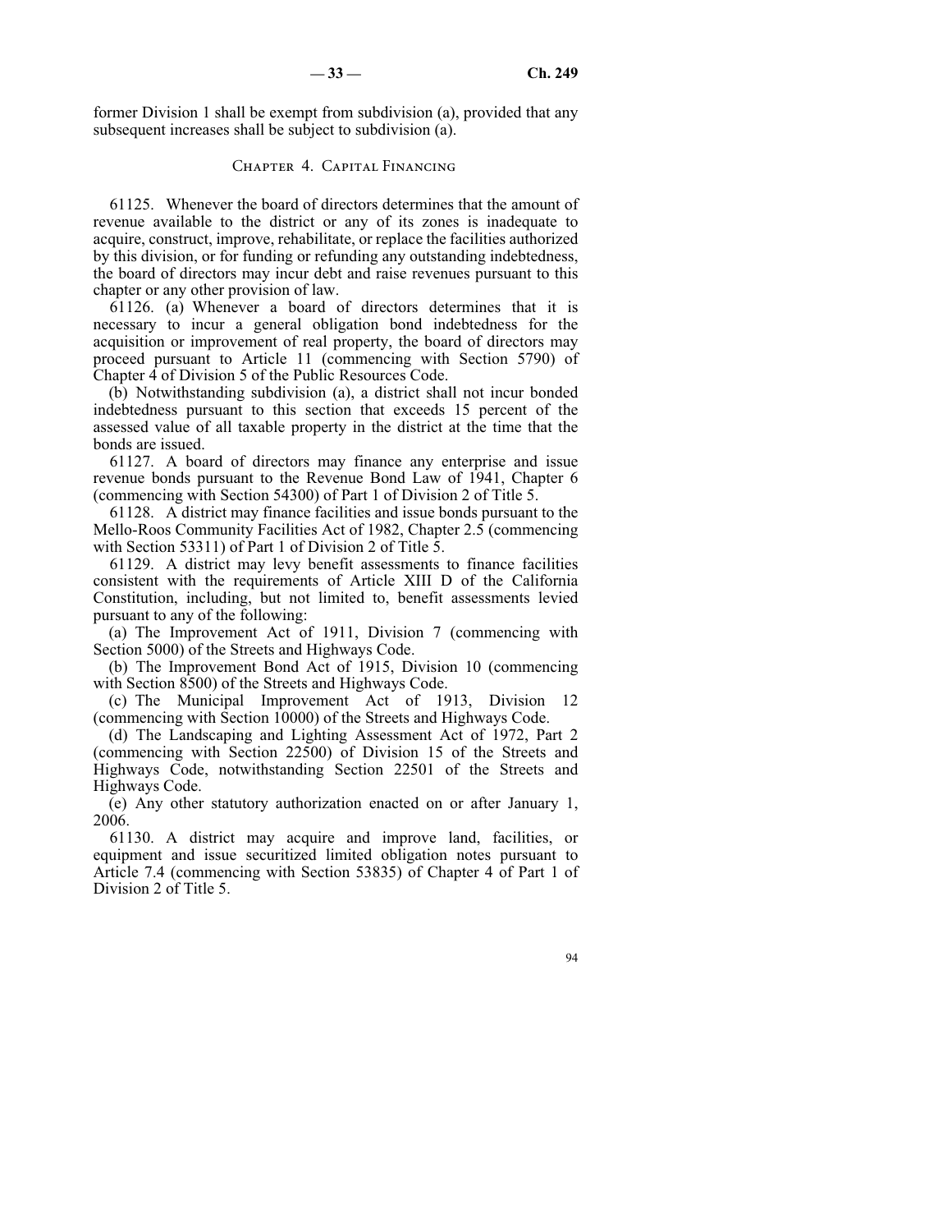former Division 1 shall be exempt from subdivision (a), provided that any subsequent increases shall be subject to subdivision (a).

## Chapter 4. Capital Financing

61125. Whenever the board of directors determines that the amount of revenue available to the district or any of its zones is inadequate to acquire, construct, improve, rehabilitate, or replace the facilities authorized by this division, or for funding or refunding any outstanding indebtedness, the board of directors may incur debt and raise revenues pursuant to this chapter or any other provision of law.

61126. (a) Whenever a board of directors determines that it is necessary to incur a general obligation bond indebtedness for the acquisition or improvement of real property, the board of directors may proceed pursuant to Article 11 (commencing with Section 5790) of Chapter 4 of Division 5 of the Public Resources Code.

(b) Notwithstanding subdivision (a), a district shall not incur bonded indebtedness pursuant to this section that exceeds 15 percent of the assessed value of all taxable property in the district at the time that the bonds are issued.

61127. A board of directors may finance any enterprise and issue revenue bonds pursuant to the Revenue Bond Law of 1941, Chapter 6 (commencing with Section 54300) of Part 1 of Division 2 of Title 5.

61128. A district may finance facilities and issue bonds pursuant to the Mello-Roos Community Facilities Act of 1982, Chapter 2.5 (commencing with Section 53311) of Part 1 of Division 2 of Title 5.

61129. A district may levy benefit assessments to finance facilities consistent with the requirements of Article XIII D of the California Constitution, including, but not limited to, benefit assessments levied pursuant to any of the following:

(a) The Improvement Act of 1911, Division 7 (commencing with Section 5000) of the Streets and Highways Code.

(b) The Improvement Bond Act of 1915, Division 10 (commencing with Section 8500) of the Streets and Highways Code.

(c) The Municipal Improvement Act of 1913, Division 12 (commencing with Section 10000) of the Streets and Highways Code.

(d) The Landscaping and Lighting Assessment Act of 1972, Part 2 (commencing with Section 22500) of Division 15 of the Streets and Highways Code, notwithstanding Section 22501 of the Streets and Highways Code.

(e) Any other statutory authorization enacted on or after January 1, 2006.

61130. A district may acquire and improve land, facilities, or equipment and issue securitized limited obligation notes pursuant to Article 7.4 (commencing with Section 53835) of Chapter 4 of Part 1 of Division 2 of Title 5.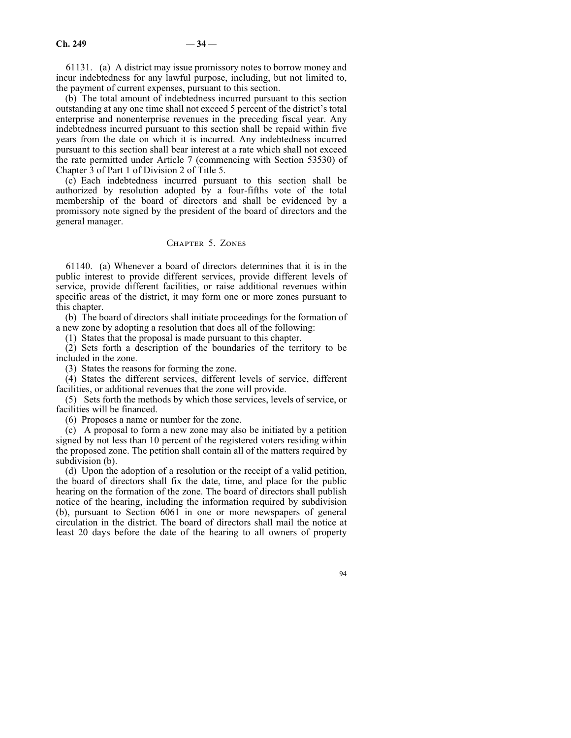61131. (a) A district may issue promissory notes to borrow money and incur indebtedness for any lawful purpose, including, but not limited to, the payment of current expenses, pursuant to this section.

(b) The total amount of indebtedness incurred pursuant to this section outstanding at any one time shall not exceed 5 percent of the district's total enterprise and nonenterprise revenues in the preceding fiscal year. Any indebtedness incurred pursuant to this section shall be repaid within five years from the date on which it is incurred. Any indebtedness incurred pursuant to this section shall bear interest at a rate which shall not exceed the rate permitted under Article 7 (commencing with Section 53530) of Chapter 3 of Part 1 of Division 2 of Title 5.

(c) Each indebtedness incurred pursuant to this section shall be authorized by resolution adopted by a four-fifths vote of the total membership of the board of directors and shall be evidenced by a promissory note signed by the president of the board of directors and the general manager.

## Chapter 5. Zones

61140. (a) Whenever a board of directors determines that it is in the public interest to provide different services, provide different levels of service, provide different facilities, or raise additional revenues within specific areas of the district, it may form one or more zones pursuant to this chapter.

(b) The board of directors shall initiate proceedings for the formation of a new zone by adopting a resolution that does all of the following:

(1) States that the proposal is made pursuant to this chapter.

(2) Sets forth a description of the boundaries of the territory to be included in the zone.

(3) States the reasons for forming the zone.

(4) States the different services, different levels of service, different facilities, or additional revenues that the zone will provide.

(5) Sets forth the methods by which those services, levels of service, or facilities will be financed.

(6) Proposes a name or number for the zone.

(c) A proposal to form a new zone may also be initiated by a petition signed by not less than 10 percent of the registered voters residing within the proposed zone. The petition shall contain all of the matters required by subdivision (b).

(d) Upon the adoption of a resolution or the receipt of a valid petition, the board of directors shall fix the date, time, and place for the public hearing on the formation of the zone. The board of directors shall publish notice of the hearing, including the information required by subdivision (b), pursuant to Section 6061 in one or more newspapers of general circulation in the district. The board of directors shall mail the notice at least 20 days before the date of the hearing to all owners of property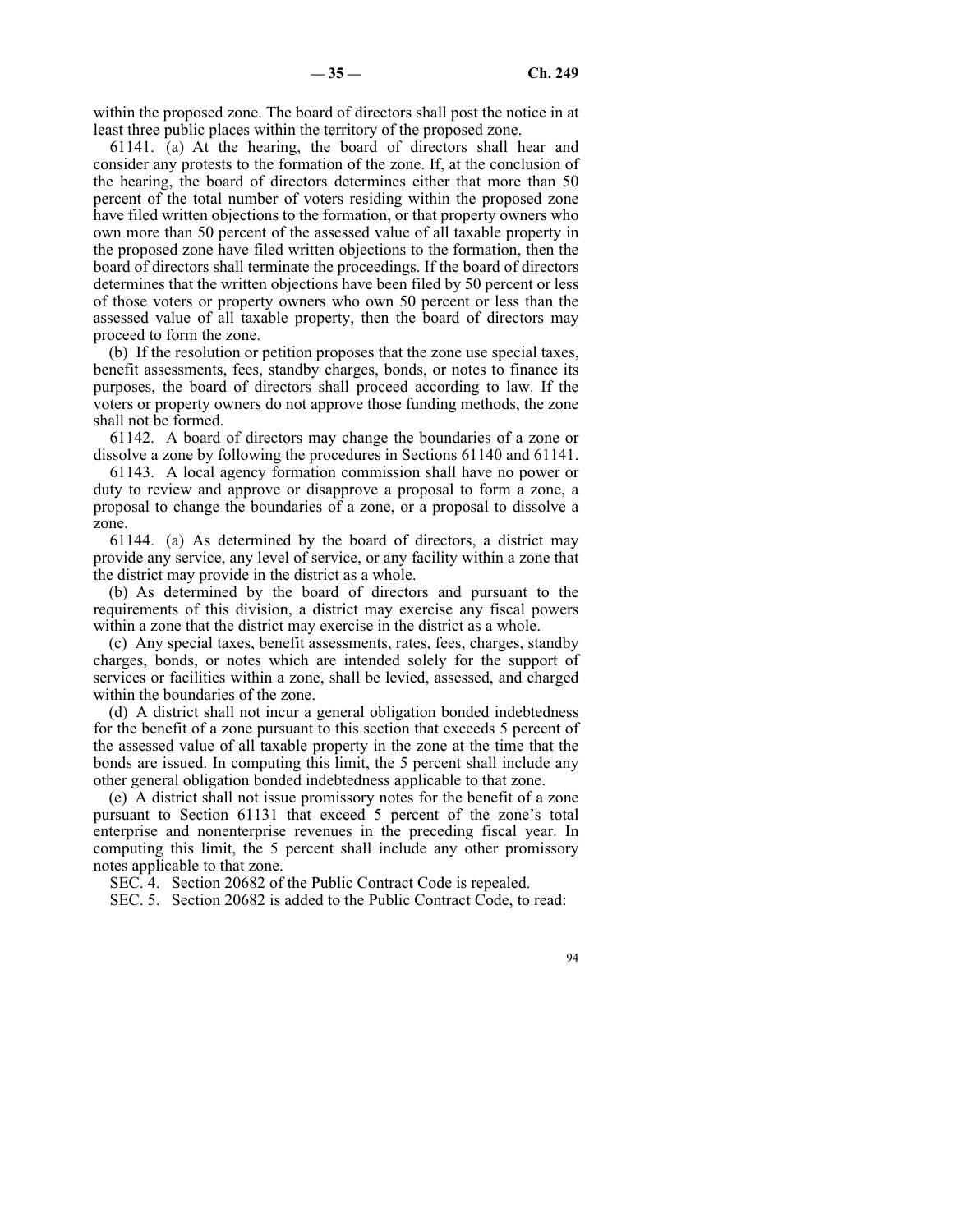within the proposed zone. The board of directors shall post the notice in at least three public places within the territory of the proposed zone.

61141. (a) At the hearing, the board of directors shall hear and consider any protests to the formation of the zone. If, at the conclusion of the hearing, the board of directors determines either that more than 50 percent of the total number of voters residing within the proposed zone have filed written objections to the formation, or that property owners who own more than 50 percent of the assessed value of all taxable property in the proposed zone have filed written objections to the formation, then the board of directors shall terminate the proceedings. If the board of directors determines that the written objections have been filed by 50 percent or less of those voters or property owners who own 50 percent or less than the assessed value of all taxable property, then the board of directors may proceed to form the zone.

(b) If the resolution or petition proposes that the zone use special taxes, benefit assessments, fees, standby charges, bonds, or notes to finance its purposes, the board of directors shall proceed according to law. If the voters or property owners do not approve those funding methods, the zone shall not be formed.

61142. A board of directors may change the boundaries of a zone or dissolve a zone by following the procedures in Sections 61140 and 61141.

61143. A local agency formation commission shall have no power or duty to review and approve or disapprove a proposal to form a zone, a proposal to change the boundaries of a zone, or a proposal to dissolve a zone.

61144. (a) As determined by the board of directors, a district may provide any service, any level of service, or any facility within a zone that the district may provide in the district as a whole.

(b) As determined by the board of directors and pursuant to the requirements of this division, a district may exercise any fiscal powers within a zone that the district may exercise in the district as a whole.

(c) Any special taxes, benefit assessments, rates, fees, charges, standby charges, bonds, or notes which are intended solely for the support of services or facilities within a zone, shall be levied, assessed, and charged within the boundaries of the zone.

(d) A district shall not incur a general obligation bonded indebtedness for the benefit of a zone pursuant to this section that exceeds 5 percent of the assessed value of all taxable property in the zone at the time that the bonds are issued. In computing this limit, the 5 percent shall include any other general obligation bonded indebtedness applicable to that zone.

(e) A district shall not issue promissory notes for the benefit of a zone pursuant to Section 61131 that exceed 5 percent of the zone's total enterprise and nonenterprise revenues in the preceding fiscal year. In computing this limit, the 5 percent shall include any other promissory notes applicable to that zone.

SEC. 4. Section 20682 of the Public Contract Code is repealed.

SEC. 5. Section 20682 is added to the Public Contract Code, to read: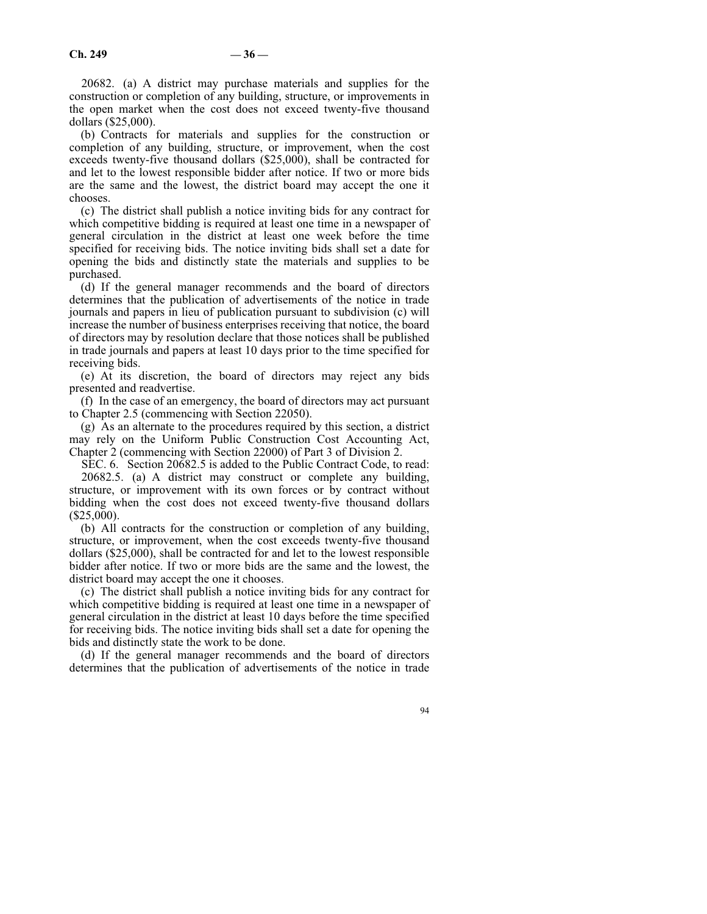20682. (a) A district may purchase materials and supplies for the construction or completion of any building, structure, or improvements in the open market when the cost does not exceed twenty-five thousand dollars ($25,000).

(b) Contracts for materials and supplies for the construction or completion of any building, structure, or improvement, when the cost exceeds twenty-five thousand dollars ($25,000), shall be contracted for and let to the lowest responsible bidder after notice. If two or more bids are the same and the lowest, the district board may accept the one it chooses.

(c) The district shall publish a notice inviting bids for any contract for which competitive bidding is required at least one time in a newspaper of general circulation in the district at least one week before the time specified for receiving bids. The notice inviting bids shall set a date for opening the bids and distinctly state the materials and supplies to be purchased.

(d) If the general manager recommends and the board of directors determines that the publication of advertisements of the notice in trade journals and papers in lieu of publication pursuant to subdivision (c) will increase the number of business enterprises receiving that notice, the board of directors may by resolution declare that those notices shall be published in trade journals and papers at least 10 days prior to the time specified for receiving bids.

(e) At its discretion, the board of directors may reject any bids presented and readvertise.

(f) In the case of an emergency, the board of directors may act pursuant to Chapter 2.5 (commencing with Section 22050).

(g) As an alternate to the procedures required by this section, a district may rely on the Uniform Public Construction Cost Accounting Act, Chapter 2 (commencing with Section 22000) of Part 3 of Division 2.

SEC. 6. Section 20682.5 is added to the Public Contract Code, to read:

20682.5. (a) A district may construct or complete any building, structure, or improvement with its own forces or by contract without bidding when the cost does not exceed twenty-five thousand dollars ($25,000).

(b) All contracts for the construction or completion of any building, structure, or improvement, when the cost exceeds twenty-five thousand dollars ($25,000), shall be contracted for and let to the lowest responsible bidder after notice. If two or more bids are the same and the lowest, the district board may accept the one it chooses.

(c) The district shall publish a notice inviting bids for any contract for which competitive bidding is required at least one time in a newspaper of general circulation in the district at least 10 days before the time specified for receiving bids. The notice inviting bids shall set a date for opening the bids and distinctly state the work to be done.

(d) If the general manager recommends and the board of directors determines that the publication of advertisements of the notice in trade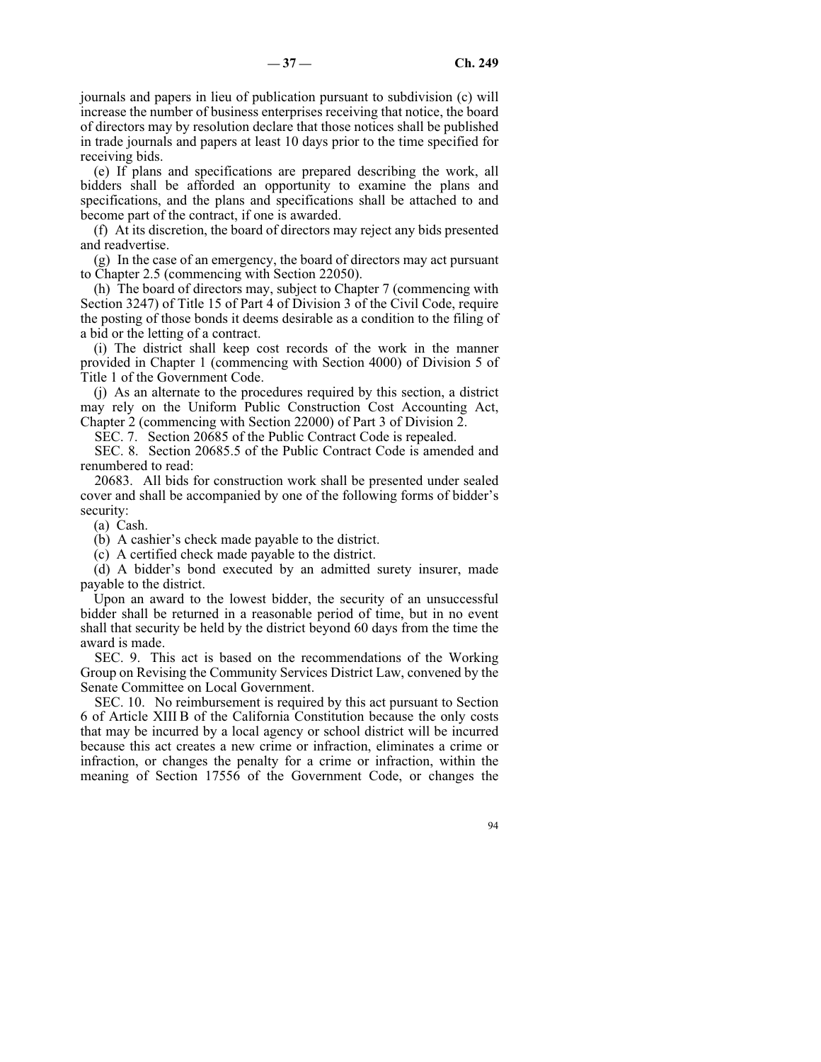journals and papers in lieu of publication pursuant to subdivision (c) will increase the number of business enterprises receiving that notice, the board of directors may by resolution declare that those notices shall be published in trade journals and papers at least 10 days prior to the time specified for receiving bids.

(e) If plans and specifications are prepared describing the work, all bidders shall be afforded an opportunity to examine the plans and specifications, and the plans and specifications shall be attached to and become part of the contract, if one is awarded.

(f) At its discretion, the board of directors may reject any bids presented and readvertise.

(g) In the case of an emergency, the board of directors may act pursuant to Chapter 2.5 (commencing with Section 22050).

(h) The board of directors may, subject to Chapter 7 (commencing with Section 3247) of Title 15 of Part 4 of Division 3 of the Civil Code, require the posting of those bonds it deems desirable as a condition to the filing of a bid or the letting of a contract.

(i) The district shall keep cost records of the work in the manner provided in Chapter 1 (commencing with Section 4000) of Division 5 of Title 1 of the Government Code.

(j) As an alternate to the procedures required by this section, a district may rely on the Uniform Public Construction Cost Accounting Act, Chapter 2 (commencing with Section 22000) of Part 3 of Division 2.

SEC. 7. Section 20685 of the Public Contract Code is repealed.

SEC. 8. Section 20685.5 of the Public Contract Code is amended and renumbered to read:

20683. All bids for construction work shall be presented under sealed cover and shall be accompanied by one of the following forms of bidder's security:

(a) Cash.

(b) A cashier's check made payable to the district.

(c) A certified check made payable to the district.

(d) A bidder's bond executed by an admitted surety insurer, made payable to the district.

Upon an award to the lowest bidder, the security of an unsuccessful bidder shall be returned in a reasonable period of time, but in no event shall that security be held by the district beyond 60 days from the time the award is made.

SEC. 9. This act is based on the recommendations of the Working Group on Revising the Community Services District Law, convened by the Senate Committee on Local Government.

SEC. 10. No reimbursement is required by this act pursuant to Section 6 of Article XIII B of the California Constitution because the only costs that may be incurred by a local agency or school district will be incurred because this act creates a new crime or infraction, eliminates a crime or infraction, or changes the penalty for a crime or infraction, within the meaning of Section 17556 of the Government Code, or changes the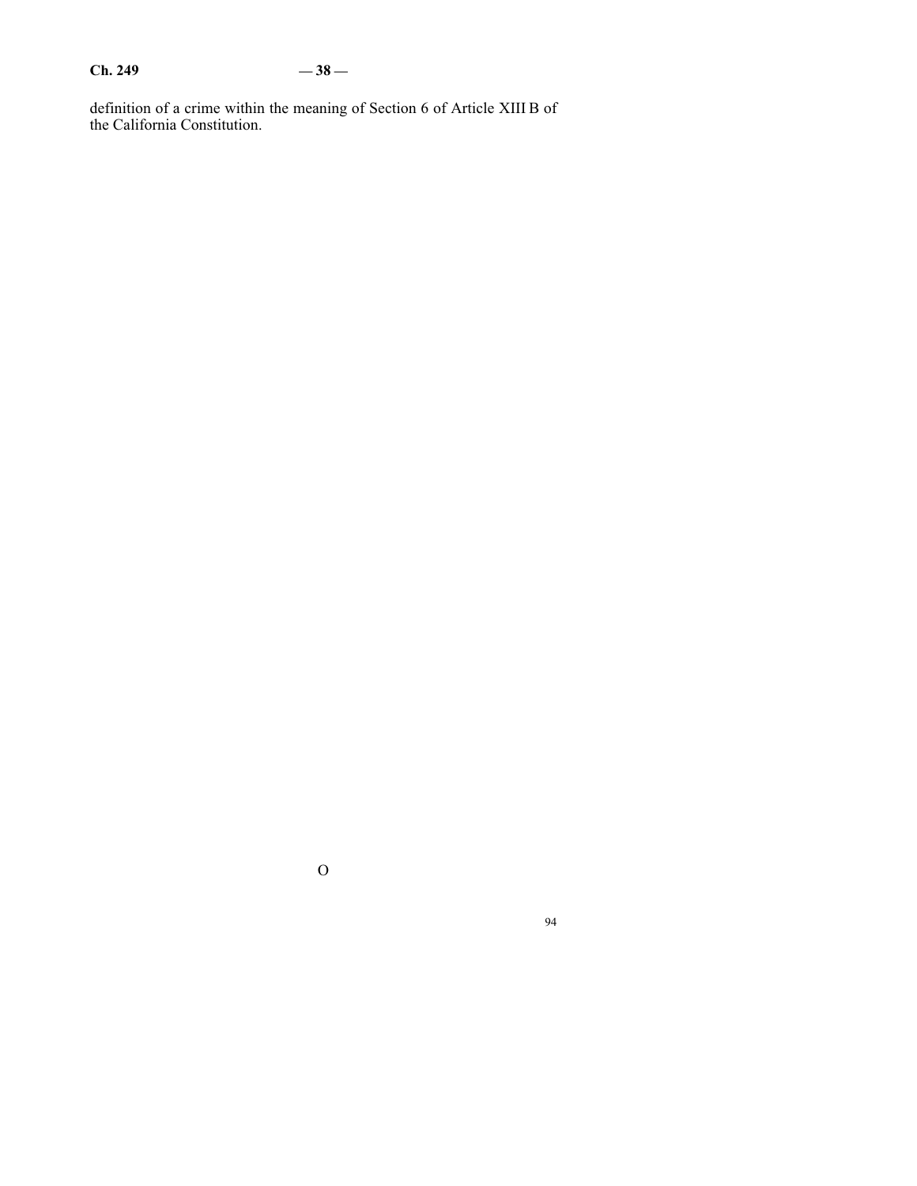definition of a crime within the meaning of Section 6 of Article XIII B of the California Constitution.

O